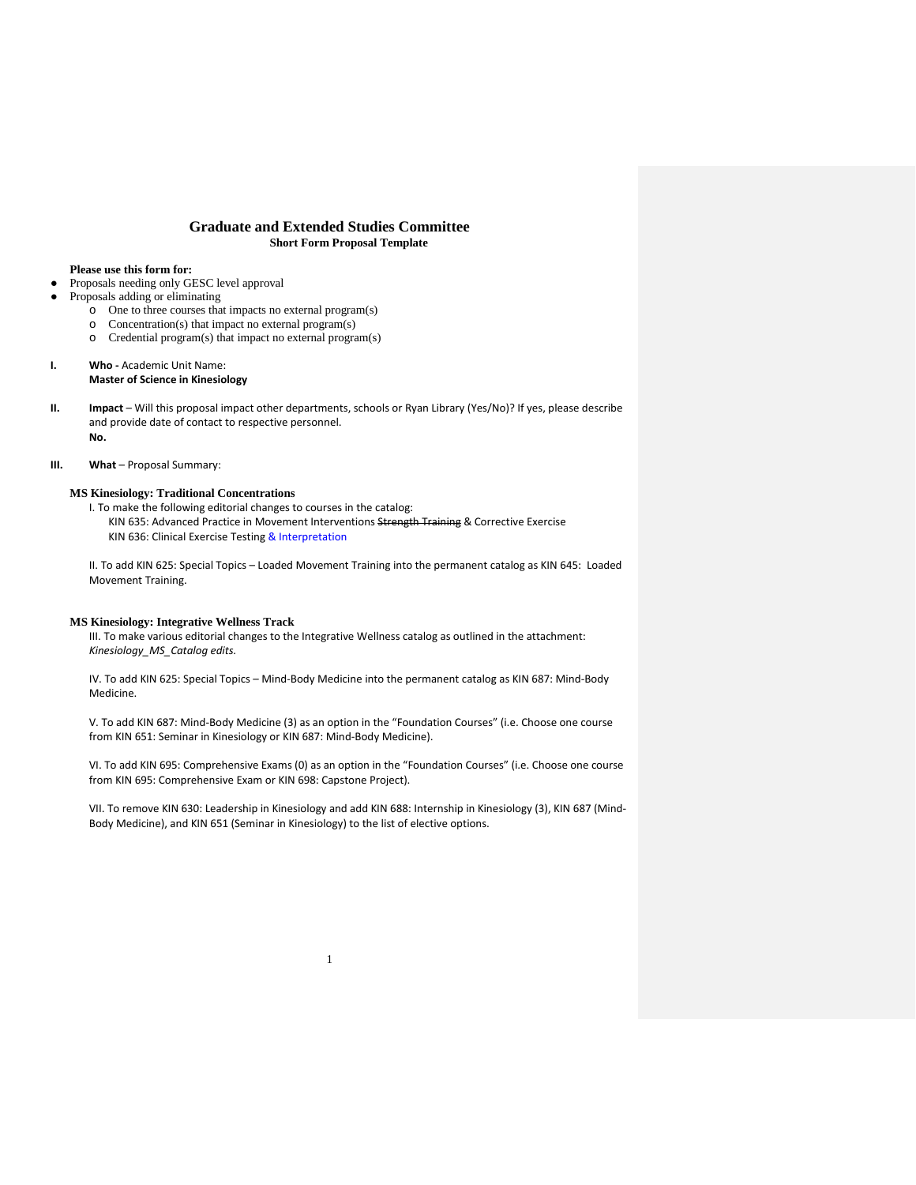# Graduate and Extended Studies Committee

## Short Form Proposal Template

**Please use this form for:**

- Proposals needing only GESC level approval
- Proposals adding or eliminating
    - One to three courses that impacts no external program(s)
    - Concentration(s) that impact no external program(s)
    - Credential program(s) that impact no external program(s)

**I.** **Who -** Academic Unit Name:
**Master of Science in Kinesiology**

**II.** **Impact** – Will this proposal impact other departments, schools or Ryan Library (Yes/No)? If yes, please describe and provide date of contact to respective personnel.
**No.**

**III.** **What** – Proposal Summary:

**MS Kinesiology: Traditional Concentrations**

I. To make the following editorial changes to courses in the catalog:

KIN 635: Advanced Practice in Movement Interventions ~~Strength Training~~ & Corrective Exercise
KIN 636: Clinical Exercise Testing & Interpretation

II. To add KIN 625: Special Topics – Loaded Movement Training into the permanent catalog as KIN 645: Loaded Movement Training.

**MS Kinesiology: Integrative Wellness Track**

III. To make various editorial changes to the Integrative Wellness catalog as outlined in the attachment: *Kinesiology_MS_Catalog edits.*

IV. To add KIN 625: Special Topics – Mind-Body Medicine into the permanent catalog as KIN 687: Mind-Body Medicine.

V. To add KIN 687: Mind-Body Medicine (3) as an option in the "Foundation Courses" (i.e. Choose one course from KIN 651: Seminar in Kinesiology or KIN 687: Mind-Body Medicine).

VI. To add KIN 695: Comprehensive Exams (0) as an option in the "Foundation Courses" (i.e. Choose one course from KIN 695: Comprehensive Exam or KIN 698: Capstone Project).

VII. To remove KIN 630: Leadership in Kinesiology and add KIN 688: Internship in Kinesiology (3), KIN 687 (Mind-Body Medicine), and KIN 651 (Seminar in Kinesiology) to the list of elective options.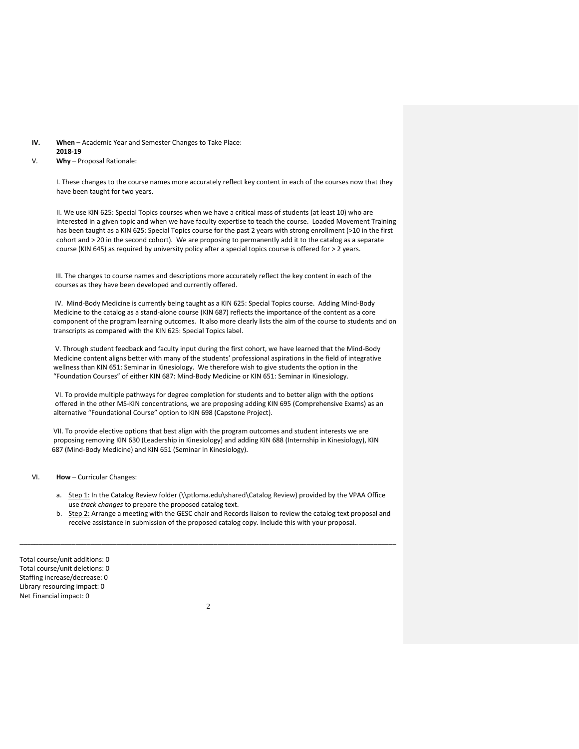**IV. When** – Academic Year and Semester Changes to Take Place:
**2018-19**

**V. Why** – Proposal Rationale:

I. These changes to the course names more accurately reflect key content in each of the courses now that they have been taught for two years.

II. We use KIN 625: Special Topics courses when we have a critical mass of students (at least 10) who are interested in a given topic and when we have faculty expertise to teach the course. Loaded Movement Training has been taught as a KIN 625: Special Topics course for the past 2 years with strong enrollment (>10 in the first cohort and > 20 in the second cohort). We are proposing to permanently add it to the catalog as a separate course (KIN 645) as required by university policy after a special topics course is offered for > 2 years.

III. The changes to course names and descriptions more accurately reflect the key content in each of the courses as they have been developed and currently offered.

IV. Mind-Body Medicine is currently being taught as a KIN 625: Special Topics course. Adding Mind-Body Medicine to the catalog as a stand-alone course (KIN 687) reflects the importance of the content as a core component of the program learning outcomes. It also more clearly lists the aim of the course to students and on transcripts as compared with the KIN 625: Special Topics label.

V. Through student feedback and faculty input during the first cohort, we have learned that the Mind-Body Medicine content aligns better with many of the students' professional aspirations in the field of integrative wellness than KIN 651: Seminar in Kinesiology. We therefore wish to give students the option in the "Foundation Courses" of either KIN 687: Mind-Body Medicine or KIN 651: Seminar in Kinesiology.

VI. To provide multiple pathways for degree completion for students and to better align with the options offered in the other MS-KIN concentrations, we are proposing adding KIN 695 (Comprehensive Exams) as an alternative "Foundational Course" option to KIN 698 (Capstone Project).

VII. To provide elective options that best align with the program outcomes and student interests we are proposing removing KIN 630 (Leadership in Kinesiology) and adding KIN 688 (Internship in Kinesiology), KIN 687 (Mind-Body Medicine) and KIN 651 (Seminar in Kinesiology).

**VI. How** – Curricular Changes:

a. Step 1: In the Catalog Review folder (\\ptloma.edu\shared\Catalog Review) provided by the VPAA Office use *track changes* to prepare the proposed catalog text.
b. Step 2: Arrange a meeting with the GESC chair and Records liaison to review the catalog text proposal and receive assistance in submission of the proposed catalog copy. Include this with your proposal.

---

Total course/unit additions: 0
Total course/unit deletions: 0
Staffing increase/decrease: 0
Library resourcing impact: 0
Net Financial impact: 0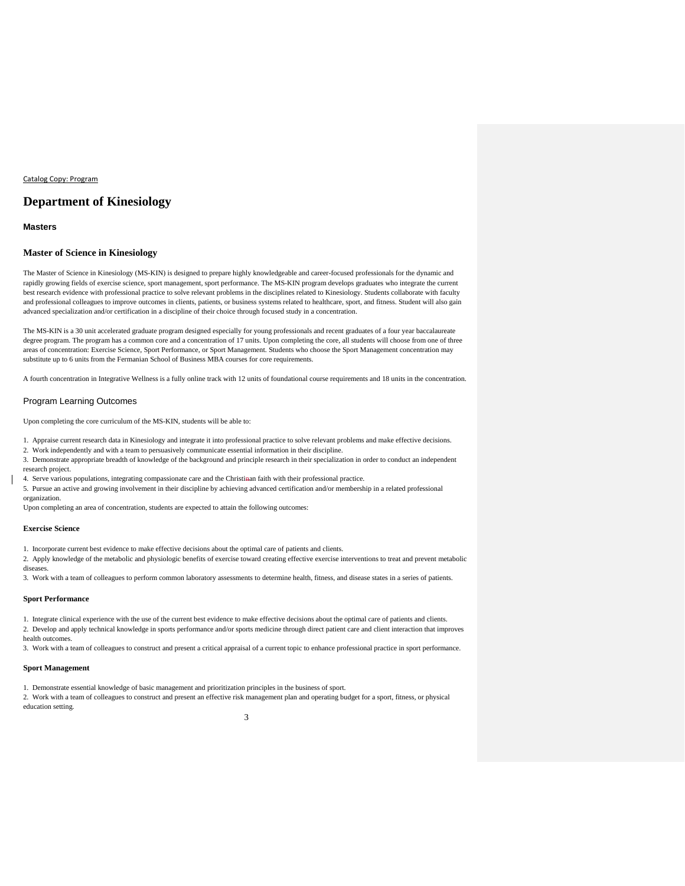Catalog Copy: Program

# Department of Kinesiology

### Masters

## Master of Science in Kinesiology

The Master of Science in Kinesiology (MS-KIN) is designed to prepare highly knowledgeable and career-focused professionals for the dynamic and rapidly growing fields of exercise science, sport management, sport performance. The MS-KIN program develops graduates who integrate the current best research evidence with professional practice to solve relevant problems in the disciplines related to Kinesiology. Students collaborate with faculty and professional colleagues to improve outcomes in clients, patients, or business systems related to healthcare, sport, and fitness. Student will also gain advanced specialization and/or certification in a discipline of their choice through focused study in a concentration.

The MS-KIN is a 30 unit accelerated graduate program designed especially for young professionals and recent graduates of a four year baccalaureate degree program. The program has a common core and a concentration of 17 units. Upon completing the core, all students will choose from one of three areas of concentration: Exercise Science, Sport Performance, or Sport Management. Students who choose the Sport Management concentration may substitute up to 6 units from the Fermanian School of Business MBA courses for core requirements.

A fourth concentration in Integrative Wellness is a fully online track with 12 units of foundational course requirements and 18 units in the concentration.

### Program Learning Outcomes

Upon completing the core curriculum of the MS-KIN, students will be able to:

1. Appraise current research data in Kinesiology and integrate it into professional practice to solve relevant problems and make effective decisions.
2. Work independently and with a team to persuasively communicate essential information in their discipline.
3. Demonstrate appropriate breadth of knowledge of the background and principle research in their specialization in order to conduct an independent research project.
4. Serve various populations, integrating compassionate care and the Christian faith with their professional practice.
5. Pursue an active and growing involvement in their discipline by achieving advanced certification and/or membership in a related professional organization.

Upon completing an area of concentration, students are expected to attain the following outcomes:

**Exercise Science**

1. Incorporate current best evidence to make effective decisions about the optimal care of patients and clients.
2. Apply knowledge of the metabolic and physiologic benefits of exercise toward creating effective exercise interventions to treat and prevent metabolic diseases.
3. Work with a team of colleagues to perform common laboratory assessments to determine health, fitness, and disease states in a series of patients.

**Sport Performance**

1. Integrate clinical experience with the use of the current best evidence to make effective decisions about the optimal care of patients and clients.
2. Develop and apply technical knowledge in sports performance and/or sports medicine through direct patient care and client interaction that improves health outcomes.
3. Work with a team of colleagues to construct and present a critical appraisal of a current topic to enhance professional practice in sport performance.

**Sport Management**

1. Demonstrate essential knowledge of basic management and prioritization principles in the business of sport.
2. Work with a team of colleagues to construct and present an effective risk management plan and operating budget for a sport, fitness, or physical education setting.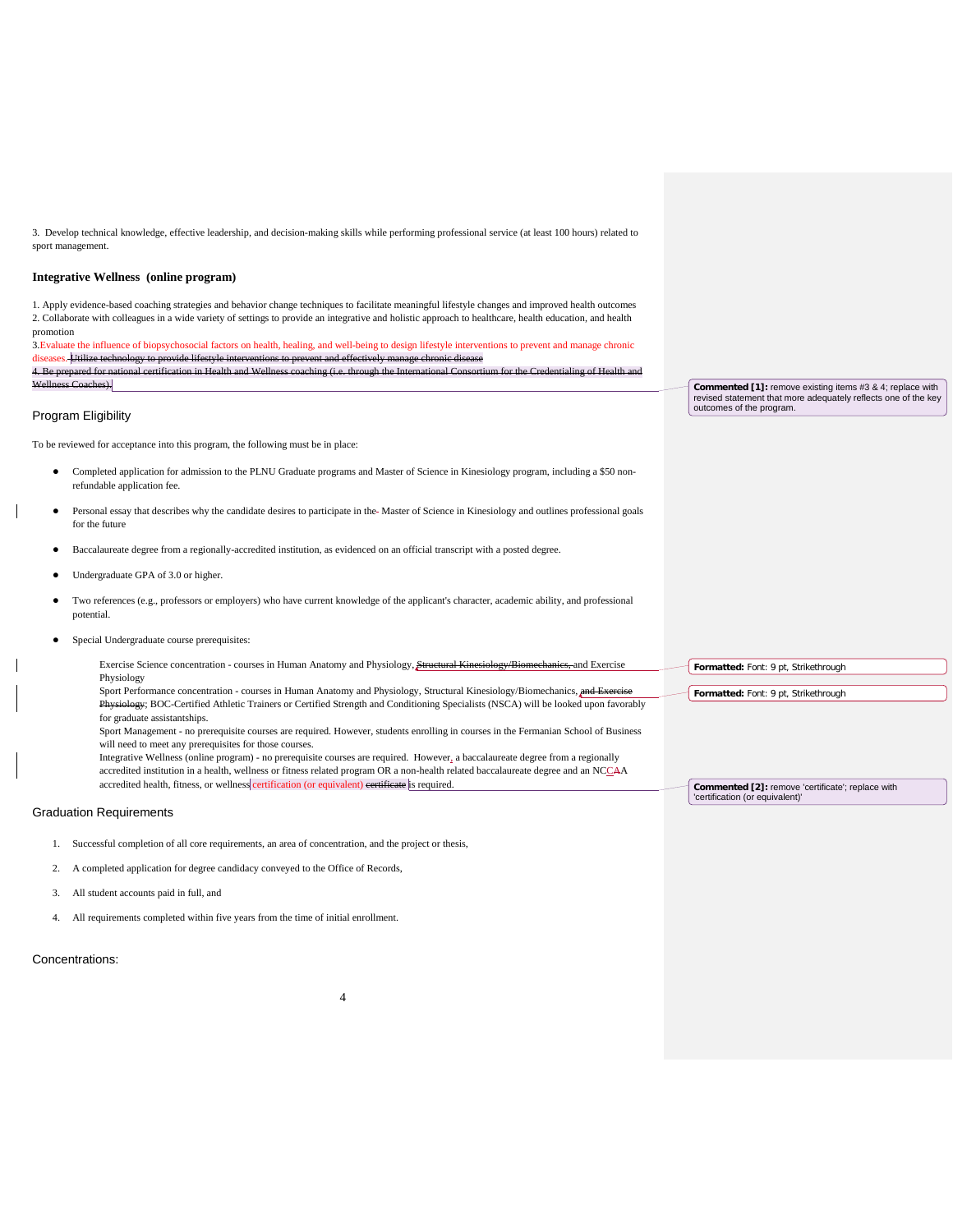3. Develop technical knowledge, effective leadership, and decision-making skills while performing professional service (at least 100 hours) related to sport management.

### Integrative Wellness (online program)

1. Apply evidence-based coaching strategies and behavior change techniques to facilitate meaningful lifestyle changes and improved health outcomes
2. Collaborate with colleagues in a wide variety of settings to provide an integrative and holistic approach to healthcare, health education, and health promotion
3. Evaluate the influence of biopsychosocial factors on health, healing, and well-being to design lifestyle interventions to prevent and manage chronic diseases. ~~Utilize technology to provide lifestyle interventions to prevent and effectively manage chronic disease~~
~~4. Be prepared for national certification in Health and Wellness coaching (i.e. through the International Consortium for the Credentialing of Health and Wellness Coaches).~~

## Program Eligibility

To be reviewed for acceptance into this program, the following must be in place:

- Completed application for admission to the PLNU Graduate programs and Master of Science in Kinesiology program, including a $50 non-refundable application fee.
- Personal essay that describes why the candidate desires to participate in the Master of Science in Kinesiology and outlines professional goals for the future
- Baccalaureate degree from a regionally-accredited institution, as evidenced on an official transcript with a posted degree.
- Undergraduate GPA of 3.0 or higher.
- Two references (e.g., professors or employers) who have current knowledge of the applicant's character, academic ability, and professional potential.
- Special Undergraduate course prerequisites:

  Exercise Science concentration - courses in Human Anatomy and Physiology, ~~Structural Kinesiology/Biomechanics,~~ and Exercise Physiology
  Sport Performance concentration - courses in Human Anatomy and Physiology, Structural Kinesiology/Biomechanics, ~~and Exercise Physiology~~; BOC-Certified Athletic Trainers or Certified Strength and Conditioning Specialists (NSCA) will be looked upon favorably for graduate assistantships.
  Sport Management - no prerequisite courses are required. However, students enrolling in courses in the Fermanian School of Business will need to meet any prerequisites for those courses.
  Integrative Wellness (online program) - no prerequisite courses are required. However, a baccalaureate degree from a regionally accredited institution in a health, wellness or fitness related program OR a non-health related baccalaureate degree and an NCCA accredited health, fitness, or wellness certification (or equivalent) ~~certificate~~ is required.

## Graduation Requirements

1. Successful completion of all core requirements, an area of concentration, and the project or thesis,
2. A completed application for degree candidacy conveyed to the Office of Records,
3. All student accounts paid in full, and
4. All requirements completed within five years from the time of initial enrollment.

## Concentrations:

Commented [1]: remove existing items #3 & 4; replace with revised statement that more adequately reflects one of the key outcomes of the program.

Formatted: Font: 9 pt, Strikethrough

Formatted: Font: 9 pt, Strikethrough

Commented [2]: remove 'certificate'; replace with 'certification (or equivalent)'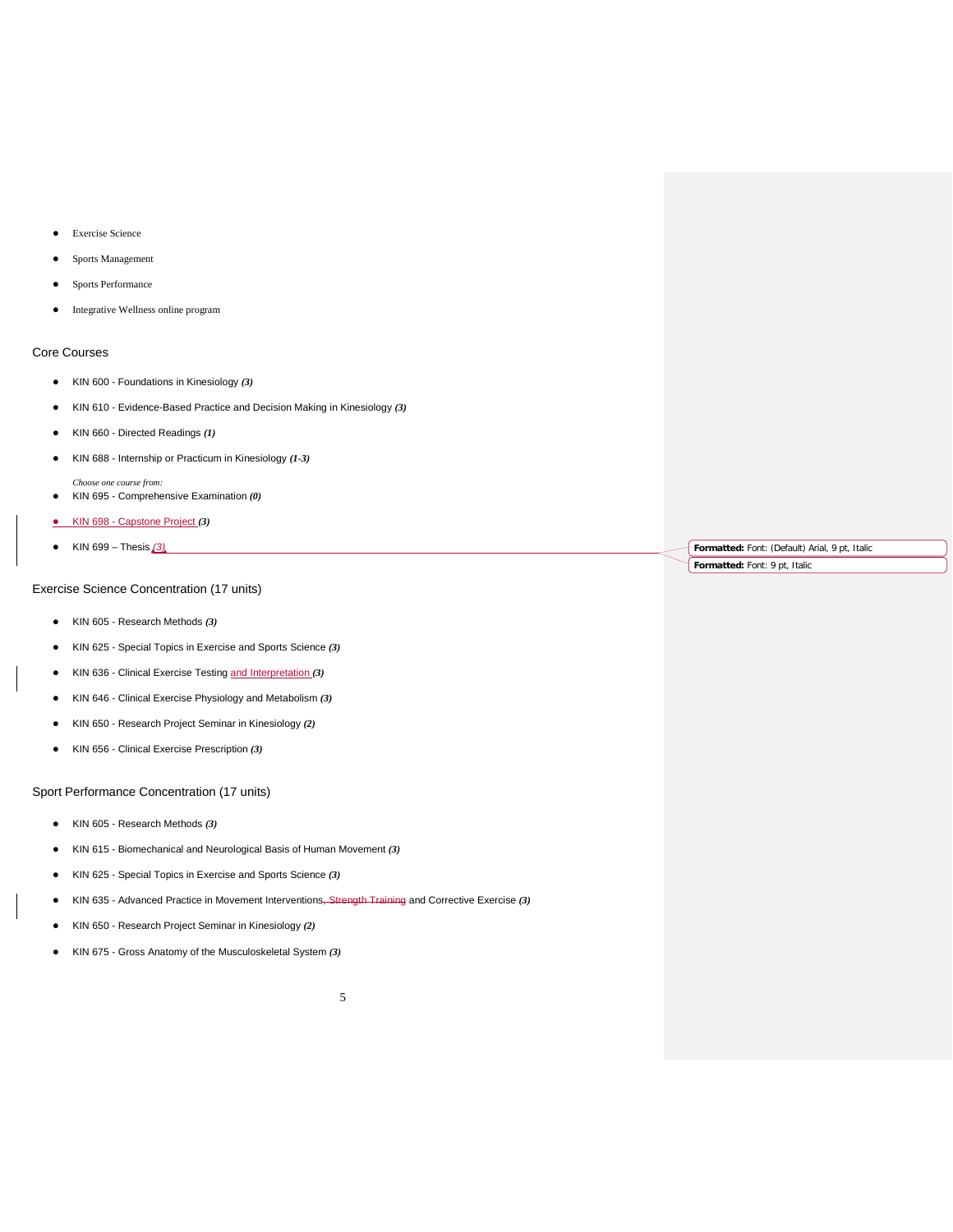- Exercise Science
- Sports Management
- Sports Performance
- Integrative Wellness online program

## Core Courses

- KIN 600 - Foundations in Kinesiology ***(3)***
- KIN 610 - Evidence-Based Practice and Decision Making in Kinesiology ***(3)***
- KIN 660 - Directed Readings ***(1)***
- KIN 688 - Internship or Practicum in Kinesiology ***(1-3)***

*Choose one course from:*

- KIN 695 - Comprehensive Examination ***(0)***
- KIN 698 - Capstone Project ***(3)***
- KIN 699 – Thesis *(3)*

## Exercise Science Concentration (17 units)

- KIN 605 - Research Methods ***(3)***
- KIN 625 - Special Topics in Exercise and Sports Science ***(3)***
- KIN 636 - Clinical Exercise Testing and Interpretation ***(3)***
- KIN 646 - Clinical Exercise Physiology and Metabolism ***(3)***
- KIN 650 - Research Project Seminar in Kinesiology ***(2)***
- KIN 656 - Clinical Exercise Prescription ***(3)***

## Sport Performance Concentration (17 units)

- KIN 605 - Research Methods ***(3)***
- KIN 615 - Biomechanical and Neurological Basis of Human Movement ***(3)***
- KIN 625 - Special Topics in Exercise and Sports Science ***(3)***
- KIN 635 - Advanced Practice in Movement Interventions~~, Strength Training~~ and Corrective Exercise ***(3)***
- KIN 650 - Research Project Seminar in Kinesiology ***(2)***
- KIN 675 - Gross Anatomy of the Musculoskeletal System ***(3)***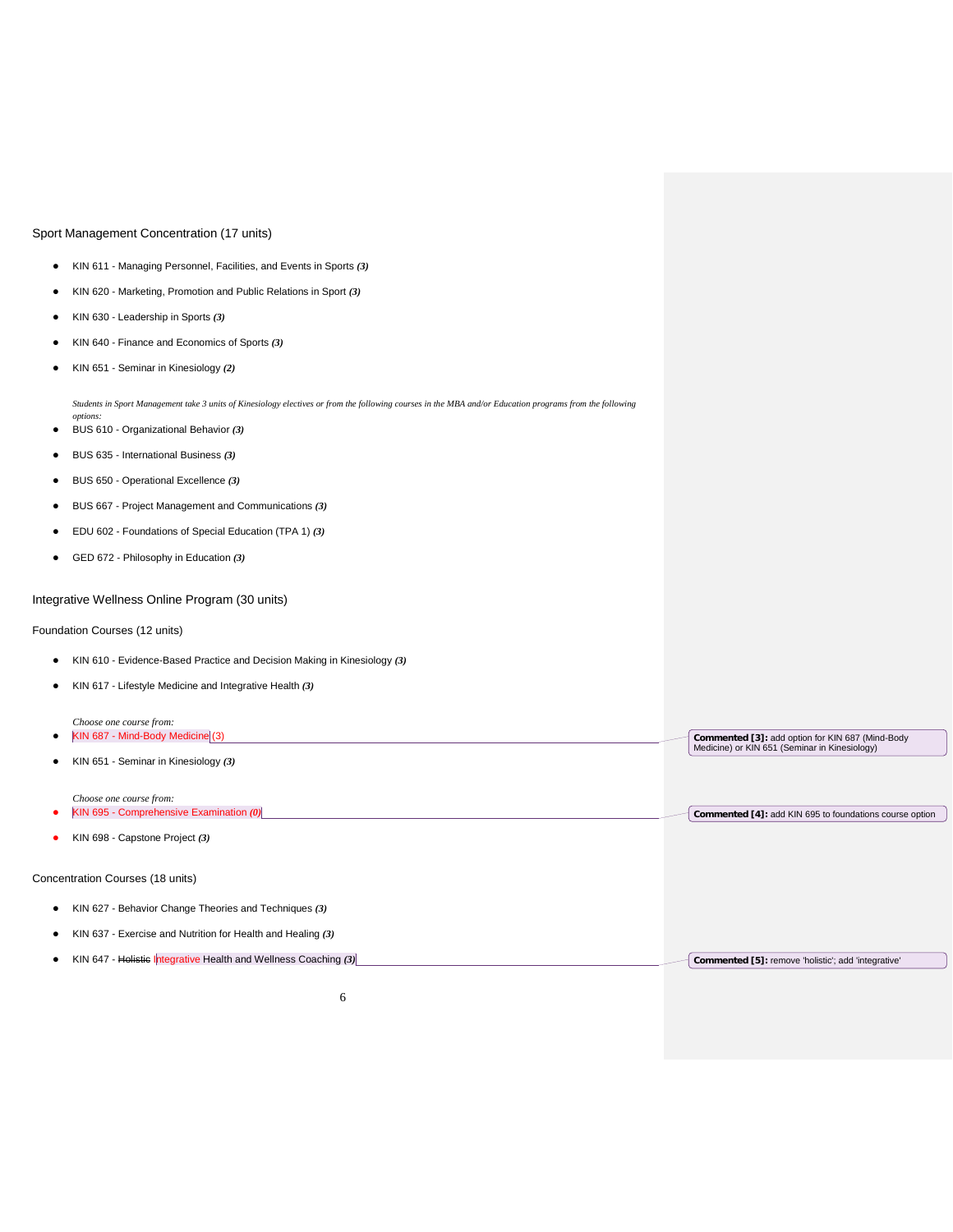## Sport Management Concentration (17 units)

- KIN 611 - Managing Personnel, Facilities, and Events in Sports ***(3)***
- KIN 620 - Marketing, Promotion and Public Relations in Sport ***(3)***
- KIN 630 - Leadership in Sports ***(3)***
- KIN 640 - Finance and Economics of Sports ***(3)***
- KIN 651 - Seminar in Kinesiology ***(2)***

*Students in Sport Management take 3 units of Kinesiology electives or from the following courses in the MBA and/or Education programs from the following options:*

- BUS 610 - Organizational Behavior ***(3)***
- BUS 635 - International Business ***(3)***
- BUS 650 - Operational Excellence ***(3)***
- BUS 667 - Project Management and Communications ***(3)***
- EDU 602 - Foundations of Special Education (TPA 1) ***(3)***
- GED 672 - Philosophy in Education ***(3)***

## Integrative Wellness Online Program (30 units)

### Foundation Courses (12 units)

- KIN 610 - Evidence-Based Practice and Decision Making in Kinesiology ***(3)***
- KIN 617 - Lifestyle Medicine and Integrative Health ***(3)***

*Choose one course from:*

- KIN 687 - Mind-Body Medicine (3)
- KIN 651 - Seminar in Kinesiology ***(3)***

*Choose one course from:*

- KIN 695 - Comprehensive Examination ***(0)***
- KIN 698 - Capstone Project ***(3)***

### Concentration Courses (18 units)

- KIN 627 - Behavior Change Theories and Techniques ***(3)***
- KIN 637 - Exercise and Nutrition for Health and Healing ***(3)***
- KIN 647 - ~~Holistic~~ Integrative Health and Wellness Coaching ***(3)***

**Commented [3]:** add option for KIN 687 (Mind-Body Medicine) or KIN 651 (Seminar in Kinesiology)

**Commented [4]:** add KIN 695 to foundations course option

**Commented [5]:** remove 'holistic'; add 'integrative'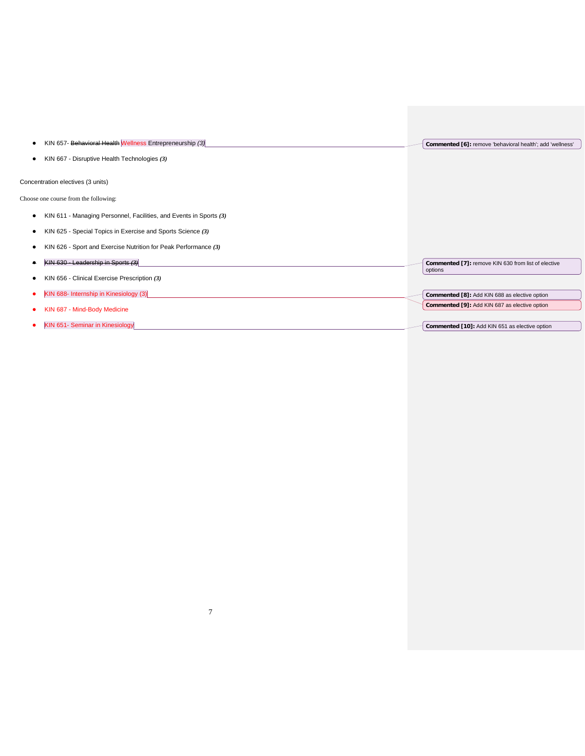- KIN 657- ~~Behavioral Health~~ Wellness Entrepreneurship ***(3)***
- KIN 667 - Disruptive Health Technologies ***(3)***

Concentration electives (3 units)

Choose one course from the following:

- KIN 611 - Managing Personnel, Facilities, and Events in Sports ***(3)***
- KIN 625 - Special Topics in Exercise and Sports Science ***(3)***
- KIN 626 - Sport and Exercise Nutrition for Peak Performance ***(3)***
- ~~KIN 630 - Leadership in Sports *(3)*~~
- KIN 656 - Clinical Exercise Prescription ***(3)***
- KIN 688- Internship in Kinesiology (3)
- KIN 687 - Mind-Body Medicine
- KIN 651- Seminar in Kinesiology

**Commented [6]:** remove 'behavioral health'; add 'wellness'

**Commented [7]:** remove KIN 630 from list of elective options

**Commented [8]:** Add KIN 688 as elective option

**Commented [9]:** Add KIN 687 as elective option

**Commented [10]:** Add KIN 651 as elective option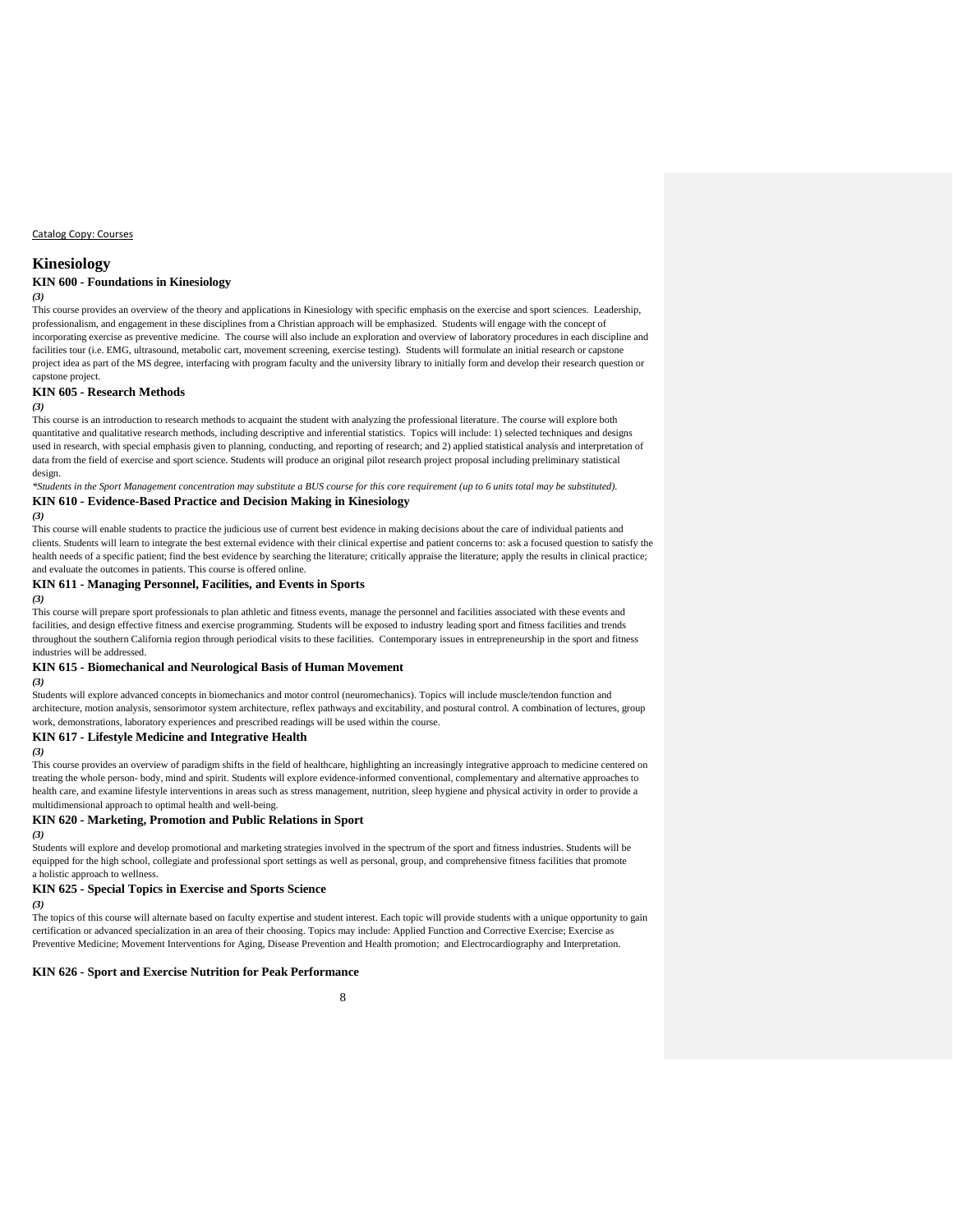Catalog Copy: Courses

# Kinesiology

### KIN 600 - Foundations in Kinesiology

*(3)*

This course provides an overview of the theory and applications in Kinesiology with specific emphasis on the exercise and sport sciences. Leadership, professionalism, and engagement in these disciplines from a Christian approach will be emphasized. Students will engage with the concept of incorporating exercise as preventive medicine. The course will also include an exploration and overview of laboratory procedures in each discipline and facilities tour (i.e. EMG, ultrasound, metabolic cart, movement screening, exercise testing). Students will formulate an initial research or capstone project idea as part of the MS degree, interfacing with program faculty and the university library to initially form and develop their research question or capstone project.

### KIN 605 - Research Methods

*(3)*

This course is an introduction to research methods to acquaint the student with analyzing the professional literature. The course will explore both quantitative and qualitative research methods, including descriptive and inferential statistics. Topics will include: 1) selected techniques and designs used in research, with special emphasis given to planning, conducting, and reporting of research; and 2) applied statistical analysis and interpretation of data from the field of exercise and sport science. Students will produce an original pilot research project proposal including preliminary statistical design.

*\*Students in the Sport Management concentration may substitute a BUS course for this core requirement (up to 6 units total may be substituted).*

### KIN 610 - Evidence-Based Practice and Decision Making in Kinesiology

*(3)*

This course will enable students to practice the judicious use of current best evidence in making decisions about the care of individual patients and clients. Students will learn to integrate the best external evidence with their clinical expertise and patient concerns to: ask a focused question to satisfy the health needs of a specific patient; find the best evidence by searching the literature; critically appraise the literature; apply the results in clinical practice; and evaluate the outcomes in patients. This course is offered online.

### KIN 611 - Managing Personnel, Facilities, and Events in Sports

*(3)*

This course will prepare sport professionals to plan athletic and fitness events, manage the personnel and facilities associated with these events and facilities, and design effective fitness and exercise programming. Students will be exposed to industry leading sport and fitness facilities and trends throughout the southern California region through periodical visits to these facilities. Contemporary issues in entrepreneurship in the sport and fitness industries will be addressed.

### KIN 615 - Biomechanical and Neurological Basis of Human Movement

*(3)*

Students will explore advanced concepts in biomechanics and motor control (neuromechanics). Topics will include muscle/tendon function and architecture, motion analysis, sensorimotor system architecture, reflex pathways and excitability, and postural control. A combination of lectures, group work, demonstrations, laboratory experiences and prescribed readings will be used within the course.

### KIN 617 - Lifestyle Medicine and Integrative Health

*(3)*

This course provides an overview of paradigm shifts in the field of healthcare, highlighting an increasingly integrative approach to medicine centered on treating the whole person- body, mind and spirit. Students will explore evidence-informed conventional, complementary and alternative approaches to health care, and examine lifestyle interventions in areas such as stress management, nutrition, sleep hygiene and physical activity in order to provide a multidimensional approach to optimal health and well-being.

### KIN 620 - Marketing, Promotion and Public Relations in Sport

*(3)*

Students will explore and develop promotional and marketing strategies involved in the spectrum of the sport and fitness industries. Students will be equipped for the high school, collegiate and professional sport settings as well as personal, group, and comprehensive fitness facilities that promote a holistic approach to wellness.

### KIN 625 - Special Topics in Exercise and Sports Science

*(3)*

The topics of this course will alternate based on faculty expertise and student interest. Each topic will provide students with a unique opportunity to gain certification or advanced specialization in an area of their choosing. Topics may include: Applied Function and Corrective Exercise; Exercise as Preventive Medicine; Movement Interventions for Aging, Disease Prevention and Health promotion; and Electrocardiography and Interpretation.

### KIN 626 - Sport and Exercise Nutrition for Peak Performance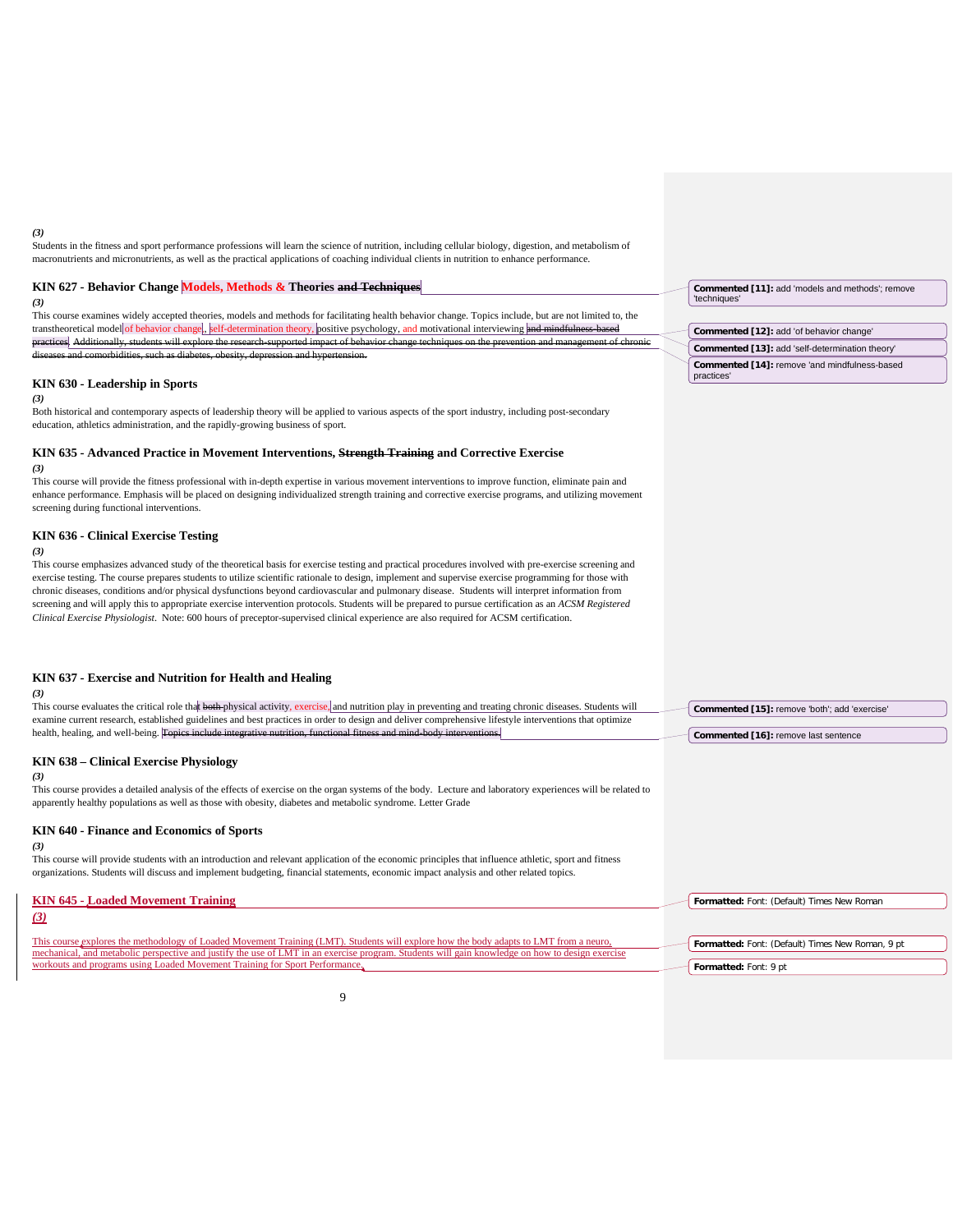*(3)*

Students in the fitness and sport performance professions will learn the science of nutrition, including cellular biology, digestion, and metabolism of macronutrients and micronutrients, as well as the practical applications of coaching individual clients in nutrition to enhance performance.

### KIN 627 - Behavior Change Models, Methods & Theories ~~and Techniques~~

*(3)*

This course examines widely accepted theories, models and methods for facilitating health behavior change. Topics include, but are not limited to, the transtheoretical model of behavior change, self-determination theory, positive psychology, and motivational interviewing ~~and mindfulness-based practices~~. ~~Additionally, students will explore the research-supported impact of behavior change techniques on the prevention and management of chronic diseases and comorbidities, such as diabetes, obesity, depression and hypertension.~~

Commented [11]: add 'models and methods'; remove 'techniques'

Commented [12]: add 'of behavior change'

Commented [13]: add 'self-determination theory'

Commented [14]: remove 'and mindfulness-based practices'

### KIN 630 - Leadership in Sports

*(3)*

Both historical and contemporary aspects of leadership theory will be applied to various aspects of the sport industry, including post-secondary education, athletics administration, and the rapidly-growing business of sport.

### KIN 635 - Advanced Practice in Movement Interventions, ~~Strength Training~~ and Corrective Exercise

*(3)*

This course will provide the fitness professional with in-depth expertise in various movement interventions to improve function, eliminate pain and enhance performance. Emphasis will be placed on designing individualized strength training and corrective exercise programs, and utilizing movement screening during functional interventions.

### KIN 636 - Clinical Exercise Testing

*(3)*

This course emphasizes advanced study of the theoretical basis for exercise testing and practical procedures involved with pre-exercise screening and exercise testing. The course prepares students to utilize scientific rationale to design, implement and supervise exercise programming for those with chronic diseases, conditions and/or physical dysfunctions beyond cardiovascular and pulmonary disease. Students will interpret information from screening and will apply this to appropriate exercise intervention protocols. Students will be prepared to pursue certification as an *ACSM Registered Clinical Exercise Physiologist*. Note: 600 hours of preceptor-supervised clinical experience are also required for ACSM certification.

### KIN 637 - Exercise and Nutrition for Health and Healing

*(3)*

This course evaluates the critical role that ~~both~~ physical activity, exercise, and nutrition play in preventing and treating chronic diseases. Students will examine current research, established guidelines and best practices in order to design and deliver comprehensive lifestyle interventions that optimize health, healing, and well-being. ~~Topics include integrative nutrition, functional fitness and mind-body interventions.~~

Commented [15]: remove 'both'; add 'exercise'

Commented [16]: remove last sentence

### KIN 638 – Clinical Exercise Physiology

*(3)*

This course provides a detailed analysis of the effects of exercise on the organ systems of the body. Lecture and laboratory experiences will be related to apparently healthy populations as well as those with obesity, diabetes and metabolic syndrome. Letter Grade

### KIN 640 - Finance and Economics of Sports

*(3)*

This course will provide students with an introduction and relevant application of the economic principles that influence athletic, sport and fitness organizations. Students will discuss and implement budgeting, financial statements, economic impact analysis and other related topics.

### KIN 645 - Loaded Movement Training

*(3)*

This course explores the methodology of Loaded Movement Training (LMT). Students will explore how the body adapts to LMT from a neuro, mechanical, and metabolic perspective and justify the use of LMT in an exercise program. Students will gain knowledge on how to design exercise workouts and programs using Loaded Movement Training for Sport Performance.

Formatted: Font: (Default) Times New Roman

Formatted: Font: (Default) Times New Roman, 9 pt

Formatted: Font: 9 pt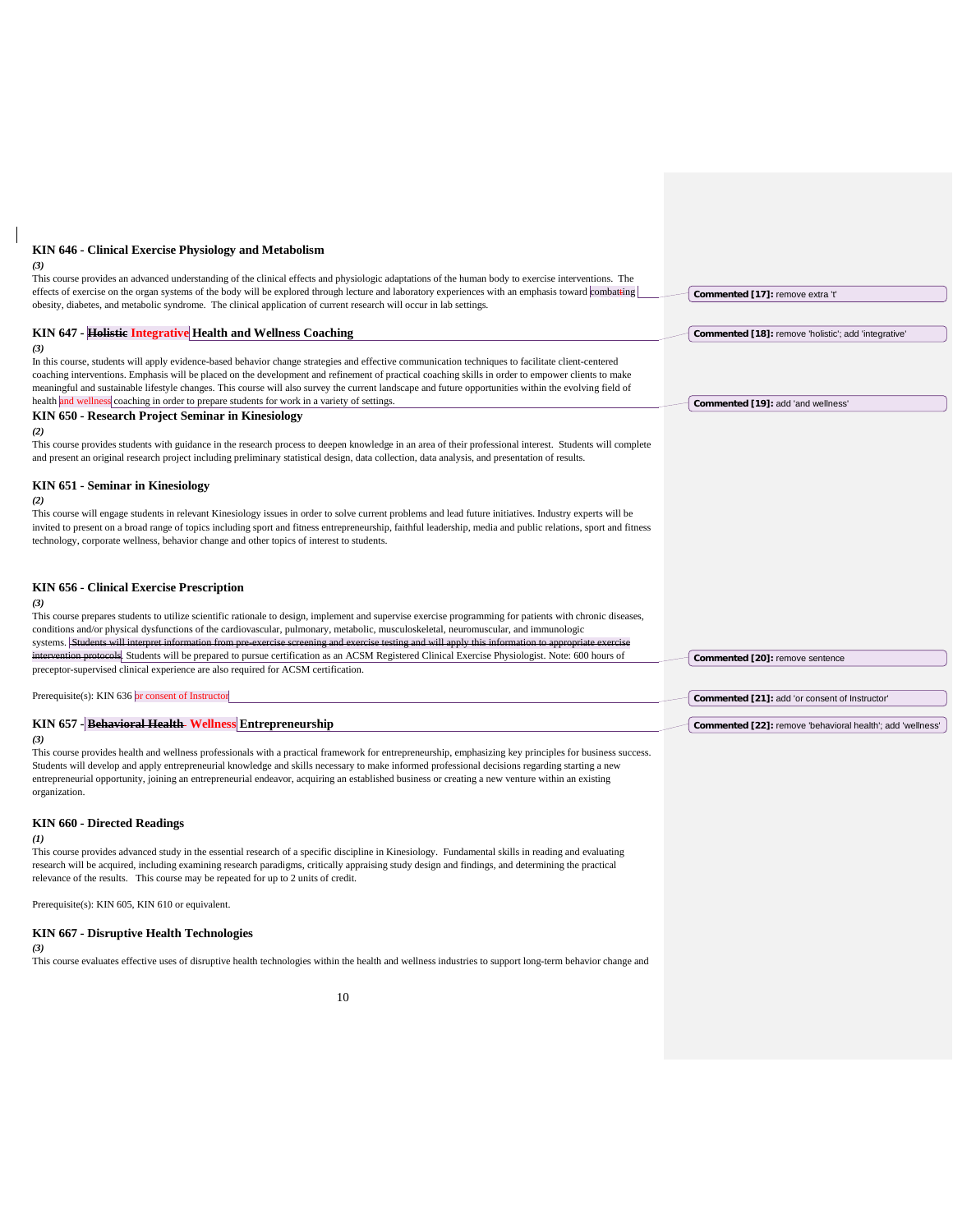### KIN 646 - Clinical Exercise Physiology and Metabolism

***(3)***

This course provides an advanced understanding of the clinical effects and physiologic adaptations of the human body to exercise interventions. The effects of exercise on the organ systems of the body will be explored through lecture and laboratory experiences with an emphasis toward combating obesity, diabetes, and metabolic syndrome. The clinical application of current research will occur in lab settings.

### KIN 647 - ~~Holistic~~ Integrative Health and Wellness Coaching

***(3)***

In this course, students will apply evidence-based behavior change strategies and effective communication techniques to facilitate client-centered coaching interventions. Emphasis will be placed on the development and refinement of practical coaching skills in order to empower clients to make meaningful and sustainable lifestyle changes. This course will also survey the current landscape and future opportunities within the evolving field of health and wellness coaching in order to prepare students for work in a variety of settings.

### KIN 650 - Research Project Seminar in Kinesiology

***(2)***

This course provides students with guidance in the research process to deepen knowledge in an area of their professional interest. Students will complete and present an original research project including preliminary statistical design, data collection, data analysis, and presentation of results.

### KIN 651 - Seminar in Kinesiology

***(2)***

This course will engage students in relevant Kinesiology issues in order to solve current problems and lead future initiatives. Industry experts will be invited to present on a broad range of topics including sport and fitness entrepreneurship, faithful leadership, media and public relations, sport and fitness technology, corporate wellness, behavior change and other topics of interest to students.

### KIN 656 - Clinical Exercise Prescription

***(3)***

This course prepares students to utilize scientific rationale to design, implement and supervise exercise programming for patients with chronic diseases, conditions and/or physical dysfunctions of the cardiovascular, pulmonary, metabolic, musculoskeletal, neuromuscular, and immunologic systems. ~~Students will interpret information from pre-exercise screening and exercise testing and will apply this information to appropriate exercise intervention protocols.~~ Students will be prepared to pursue certification as an ACSM Registered Clinical Exercise Physiologist. Note: 600 hours of preceptor-supervised clinical experience are also required for ACSM certification.

Prerequisite(s): KIN 636 or consent of Instructor

### KIN 657 - ~~Behavioral Health~~ Wellness Entrepreneurship

***(3)***

This course provides health and wellness professionals with a practical framework for entrepreneurship, emphasizing key principles for business success. Students will develop and apply entrepreneurial knowledge and skills necessary to make informed professional decisions regarding starting a new entrepreneurial opportunity, joining an entrepreneurial endeavor, acquiring an established business or creating a new venture within an existing organization.

### KIN 660 - Directed Readings

***(1)***

This course provides advanced study in the essential research of a specific discipline in Kinesiology. Fundamental skills in reading and evaluating research will be acquired, including examining research paradigms, critically appraising study design and findings, and determining the practical relevance of the results. This course may be repeated for up to 2 units of credit.

Prerequisite(s): KIN 605, KIN 610 or equivalent.

### KIN 667 - Disruptive Health Technologies

***(3)***

This course evaluates effective uses of disruptive health technologies within the health and wellness industries to support long-term behavior change and

**Commented [17]:** remove extra 't'

**Commented [18]:** remove 'holistic'; add 'integrative'

**Commented [19]:** add 'and wellness'

**Commented [20]:** remove sentence

**Commented [21]:** add 'or consent of Instructor'

**Commented [22]:** remove 'behavioral health'; add 'wellness'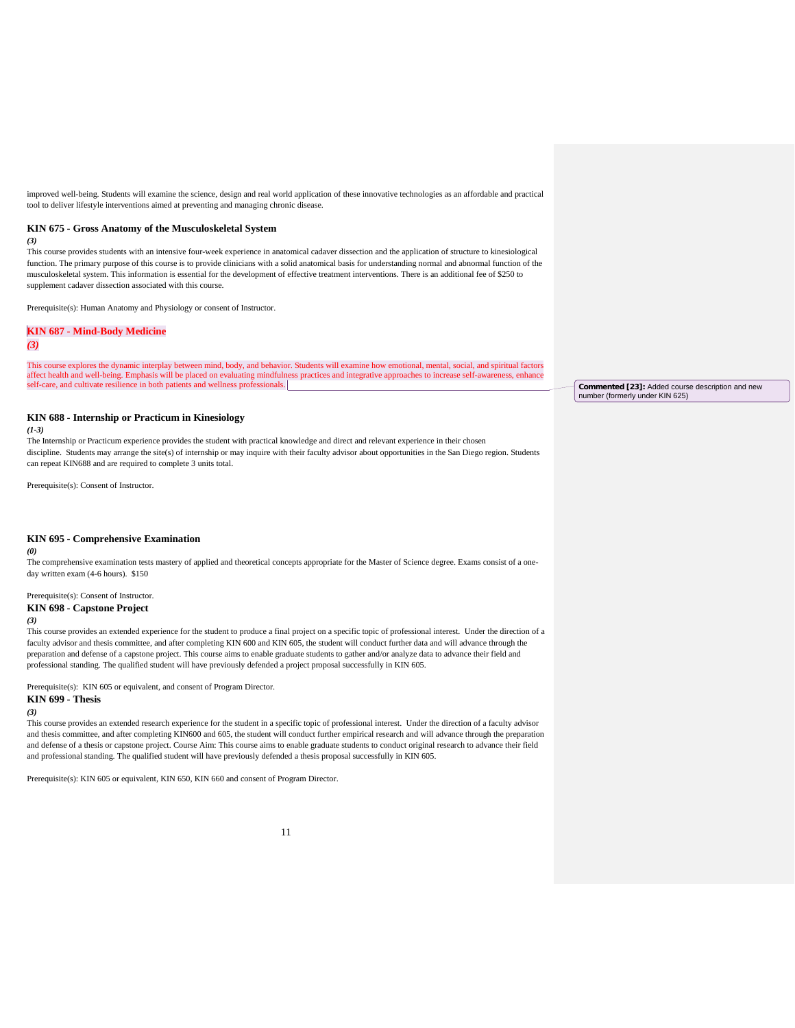improved well-being. Students will examine the science, design and real world application of these innovative technologies as an affordable and practical tool to deliver lifestyle interventions aimed at preventing and managing chronic disease.

### KIN 675 - Gross Anatomy of the Musculoskeletal System

***(3)***

This course provides students with an intensive four-week experience in anatomical cadaver dissection and the application of structure to kinesiological function. The primary purpose of this course is to provide clinicians with a solid anatomical basis for understanding normal and abnormal function of the musculoskeletal system. This information is essential for the development of effective treatment interventions. There is an additional fee of $250 to supplement cadaver dissection associated with this course.

Prerequisite(s): Human Anatomy and Physiology or consent of Instructor.

### KIN 687 - Mind-Body Medicine

***(3)***

This course explores the dynamic interplay between mind, body, and behavior. Students will examine how emotional, mental, social, and spiritual factors affect health and well-being. Emphasis will be placed on evaluating mindfulness practices and integrative approaches to increase self-awareness, enhance self-care, and cultivate resilience in both patients and wellness professionals.

**Commented [23]:** Added course description and new number (formerly under KIN 625)

### KIN 688 - Internship or Practicum in Kinesiology

***(1-3)***

The Internship or Practicum experience provides the student with practical knowledge and direct and relevant experience in their chosen discipline. Students may arrange the site(s) of internship or may inquire with their faculty advisor about opportunities in the San Diego region. Students can repeat KIN688 and are required to complete 3 units total.

Prerequisite(s): Consent of Instructor.

### KIN 695 - Comprehensive Examination

***(0)***

The comprehensive examination tests mastery of applied and theoretical concepts appropriate for the Master of Science degree. Exams consist of a one-day written exam (4-6 hours). $150

Prerequisite(s): Consent of Instructor.

### KIN 698 - Capstone Project

***(3)***

This course provides an extended experience for the student to produce a final project on a specific topic of professional interest. Under the direction of a faculty advisor and thesis committee, and after completing KIN 600 and KIN 605, the student will conduct further data and will advance through the preparation and defense of a capstone project. This course aims to enable graduate students to gather and/or analyze data to advance their field and professional standing. The qualified student will have previously defended a project proposal successfully in KIN 605.

Prerequisite(s): KIN 605 or equivalent, and consent of Program Director.

### KIN 699 - Thesis

***(3)***

This course provides an extended research experience for the student in a specific topic of professional interest. Under the direction of a faculty advisor and thesis committee, and after completing KIN600 and 605, the student will conduct further empirical research and will advance through the preparation and defense of a thesis or capstone project. Course Aim: This course aims to enable graduate students to conduct original research to advance their field and professional standing. The qualified student will have previously defended a thesis proposal successfully in KIN 605.

Prerequisite(s): KIN 605 or equivalent, KIN 650, KIN 660 and consent of Program Director.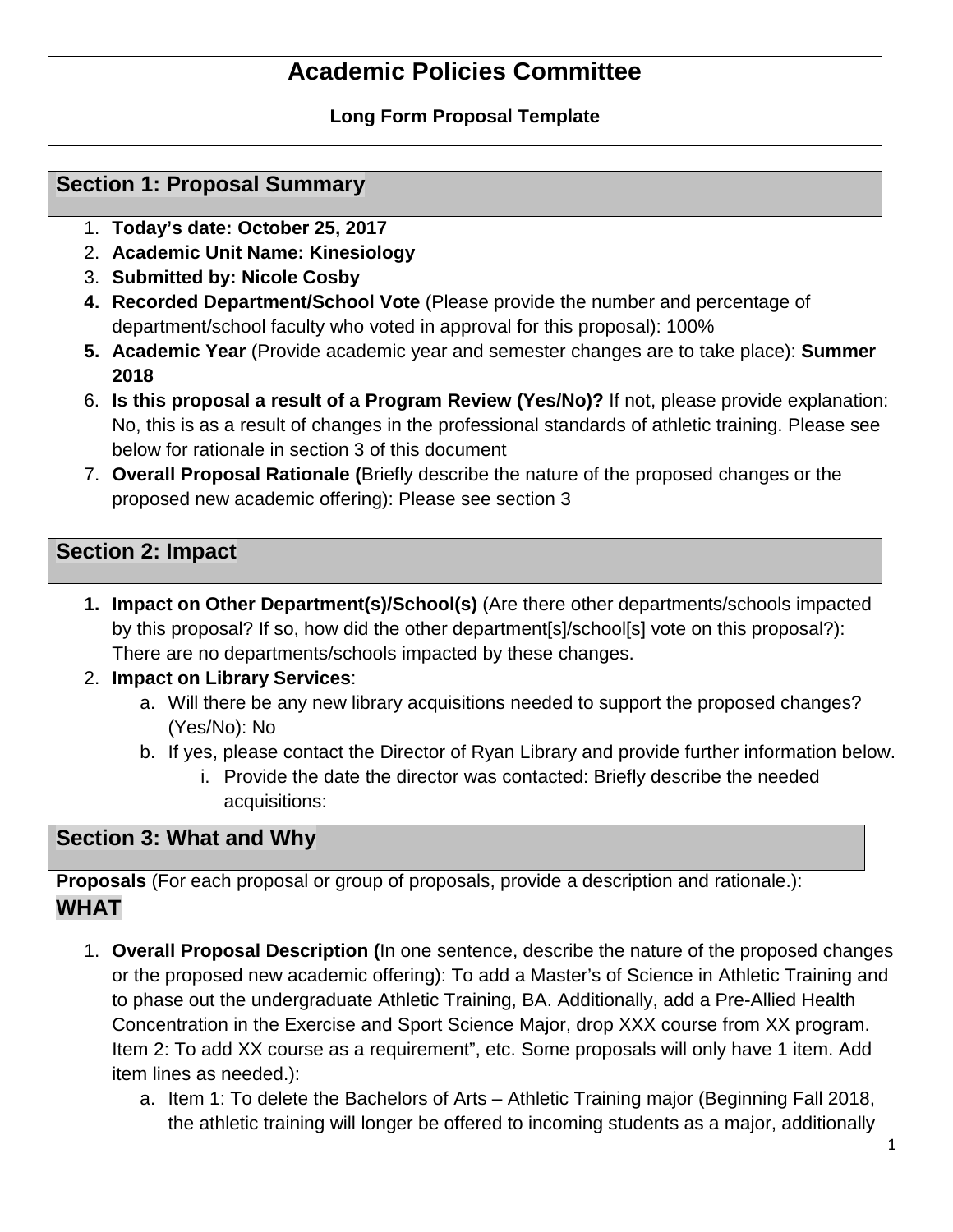# Academic Policies Committee

**Long Form Proposal Template**

## Section 1: Proposal Summary

1. **Today's date: October 25, 2017**
2. **Academic Unit Name: Kinesiology**
3. **Submitted by: Nicole Cosby**
4. **Recorded Department/School Vote** (Please provide the number and percentage of department/school faculty who voted in approval for this proposal): 100%
5. **Academic Year** (Provide academic year and semester changes are to take place): **Summer 2018**
6. **Is this proposal a result of a Program Review (Yes/No)?** If not, please provide explanation: No, this is as a result of changes in the professional standards of athletic training. Please see below for rationale in section 3 of this document
7. **Overall Proposal Rationale (**Briefly describe the nature of the proposed changes or the proposed new academic offering): Please see section 3

## Section 2: Impact

1. **Impact on Other Department(s)/School(s)** (Are there other departments/schools impacted by this proposal? If so, how did the other department[s]/school[s] vote on this proposal?): There are no departments/schools impacted by these changes.
2. **Impact on Library Services**:
   a. Will there be any new library acquisitions needed to support the proposed changes? (Yes/No): No
   b. If yes, please contact the Director of Ryan Library and provide further information below.
      i. Provide the date the director was contacted: Briefly describe the needed acquisitions:

## Section 3: What and Why

**Proposals** (For each proposal or group of proposals, provide a description and rationale.):

### WHAT

1. **Overall Proposal Description (**In one sentence, describe the nature of the proposed changes or the proposed new academic offering): To add a Master's of Science in Athletic Training and to phase out the undergraduate Athletic Training, BA. Additionally, add a Pre-Allied Health Concentration in the Exercise and Sport Science Major, drop XXX course from XX program. Item 2: To add XX course as a requirement", etc. Some proposals will only have 1 item. Add item lines as needed.):
   a. Item 1: To delete the Bachelors of Arts – Athletic Training major (Beginning Fall 2018, the athletic training will longer be offered to incoming students as a major, additionally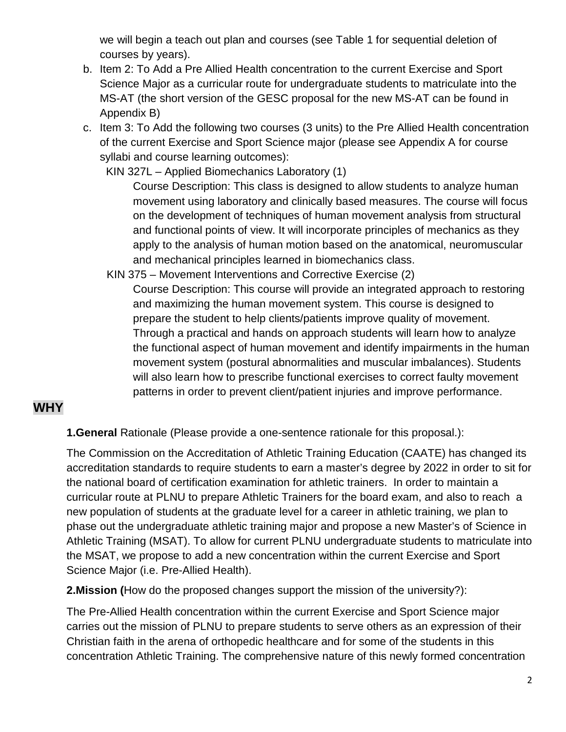we will begin a teach out plan and courses (see Table 1 for sequential deletion of courses by years).

b. Item 2: To Add a Pre Allied Health concentration to the current Exercise and Sport Science Major as a curricular route for undergraduate students to matriculate into the MS-AT (the short version of the GESC proposal for the new MS-AT can be found in Appendix B)
c. Item 3: To Add the following two courses (3 units) to the Pre Allied Health concentration of the current Exercise and Sport Science major (please see Appendix A for course syllabi and course learning outcomes):

KIN 327L – Applied Biomechanics Laboratory (1)

Course Description: This class is designed to allow students to analyze human movement using laboratory and clinically based measures. The course will focus on the development of techniques of human movement analysis from structural and functional points of view. It will incorporate principles of mechanics as they apply to the analysis of human motion based on the anatomical, neuromuscular and mechanical principles learned in biomechanics class.

KIN 375 – Movement Interventions and Corrective Exercise (2)

Course Description: This course will provide an integrated approach to restoring and maximizing the human movement system. This course is designed to prepare the student to help clients/patients improve quality of movement. Through a practical and hands on approach students will learn how to analyze the functional aspect of human movement and identify impairments in the human movement system (postural abnormalities and muscular imbalances). Students will also learn how to prescribe functional exercises to correct faulty movement patterns in order to prevent client/patient injuries and improve performance.

## WHY

**1.General** Rationale (Please provide a one-sentence rationale for this proposal.):

The Commission on the Accreditation of Athletic Training Education (CAATE) has changed its accreditation standards to require students to earn a master's degree by 2022 in order to sit for the national board of certification examination for athletic trainers. In order to maintain a curricular route at PLNU to prepare Athletic Trainers for the board exam, and also to reach a new population of students at the graduate level for a career in athletic training, we plan to phase out the undergraduate athletic training major and propose a new Master's of Science in Athletic Training (MSAT). To allow for current PLNU undergraduate students to matriculate into the MSAT, we propose to add a new concentration within the current Exercise and Sport Science Major (i.e. Pre-Allied Health).

**2.Mission (**How do the proposed changes support the mission of the university?):

The Pre-Allied Health concentration within the current Exercise and Sport Science major carries out the mission of PLNU to prepare students to serve others as an expression of their Christian faith in the arena of orthopedic healthcare and for some of the students in this concentration Athletic Training. The comprehensive nature of this newly formed concentration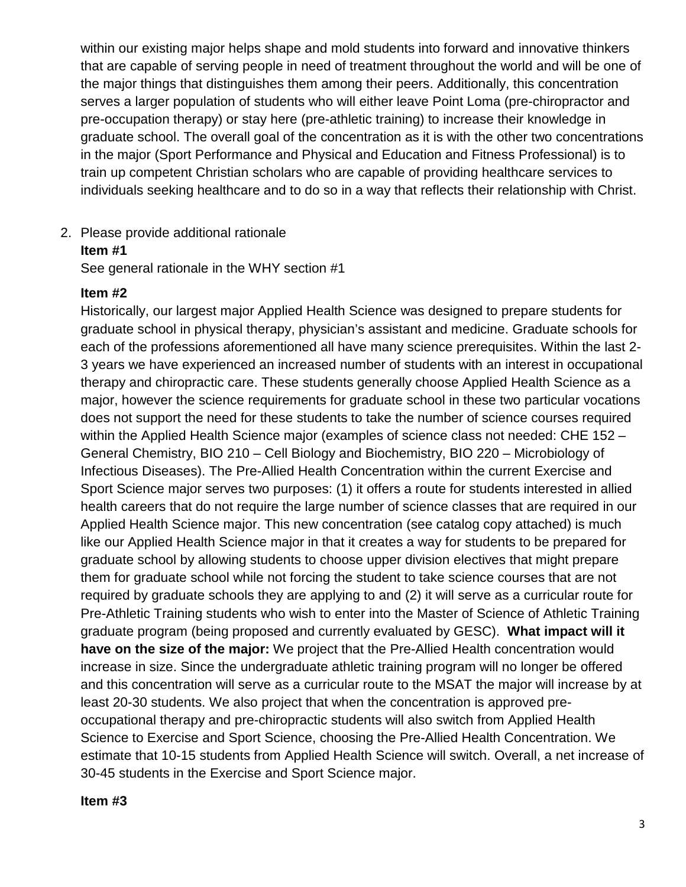within our existing major helps shape and mold students into forward and innovative thinkers that are capable of serving people in need of treatment throughout the world and will be one of the major things that distinguishes them among their peers. Additionally, this concentration serves a larger population of students who will either leave Point Loma (pre-chiropractor and pre-occupation therapy) or stay here (pre-athletic training) to increase their knowledge in graduate school. The overall goal of the concentration as it is with the other two concentrations in the major (Sport Performance and Physical and Education and Fitness Professional) is to train up competent Christian scholars who are capable of providing healthcare services to individuals seeking healthcare and to do so in a way that reflects their relationship with Christ.

2. Please provide additional rationale

**Item #1**

See general rationale in the WHY section #1

**Item #2**

Historically, our largest major Applied Health Science was designed to prepare students for graduate school in physical therapy, physician's assistant and medicine. Graduate schools for each of the professions aforementioned all have many science prerequisites. Within the last 2-3 years we have experienced an increased number of students with an interest in occupational therapy and chiropractic care. These students generally choose Applied Health Science as a major, however the science requirements for graduate school in these two particular vocations does not support the need for these students to take the number of science courses required within the Applied Health Science major (examples of science class not needed: CHE 152 – General Chemistry, BIO 210 – Cell Biology and Biochemistry, BIO 220 – Microbiology of Infectious Diseases). The Pre-Allied Health Concentration within the current Exercise and Sport Science major serves two purposes: (1) it offers a route for students interested in allied health careers that do not require the large number of science classes that are required in our Applied Health Science major. This new concentration (see catalog copy attached) is much like our Applied Health Science major in that it creates a way for students to be prepared for graduate school by allowing students to choose upper division electives that might prepare them for graduate school while not forcing the student to take science courses that are not required by graduate schools they are applying to and (2) it will serve as a curricular route for Pre-Athletic Training students who wish to enter into the Master of Science of Athletic Training graduate program (being proposed and currently evaluated by GESC). **What impact will it have on the size of the major:** We project that the Pre-Allied Health concentration would increase in size. Since the undergraduate athletic training program will no longer be offered and this concentration will serve as a curricular route to the MSAT the major will increase by at least 20-30 students. We also project that when the concentration is approved pre-occupational therapy and pre-chiropractic students will also switch from Applied Health Science to Exercise and Sport Science, choosing the Pre-Allied Health Concentration. We estimate that 10-15 students from Applied Health Science will switch. Overall, a net increase of 30-45 students in the Exercise and Sport Science major.

**Item #3**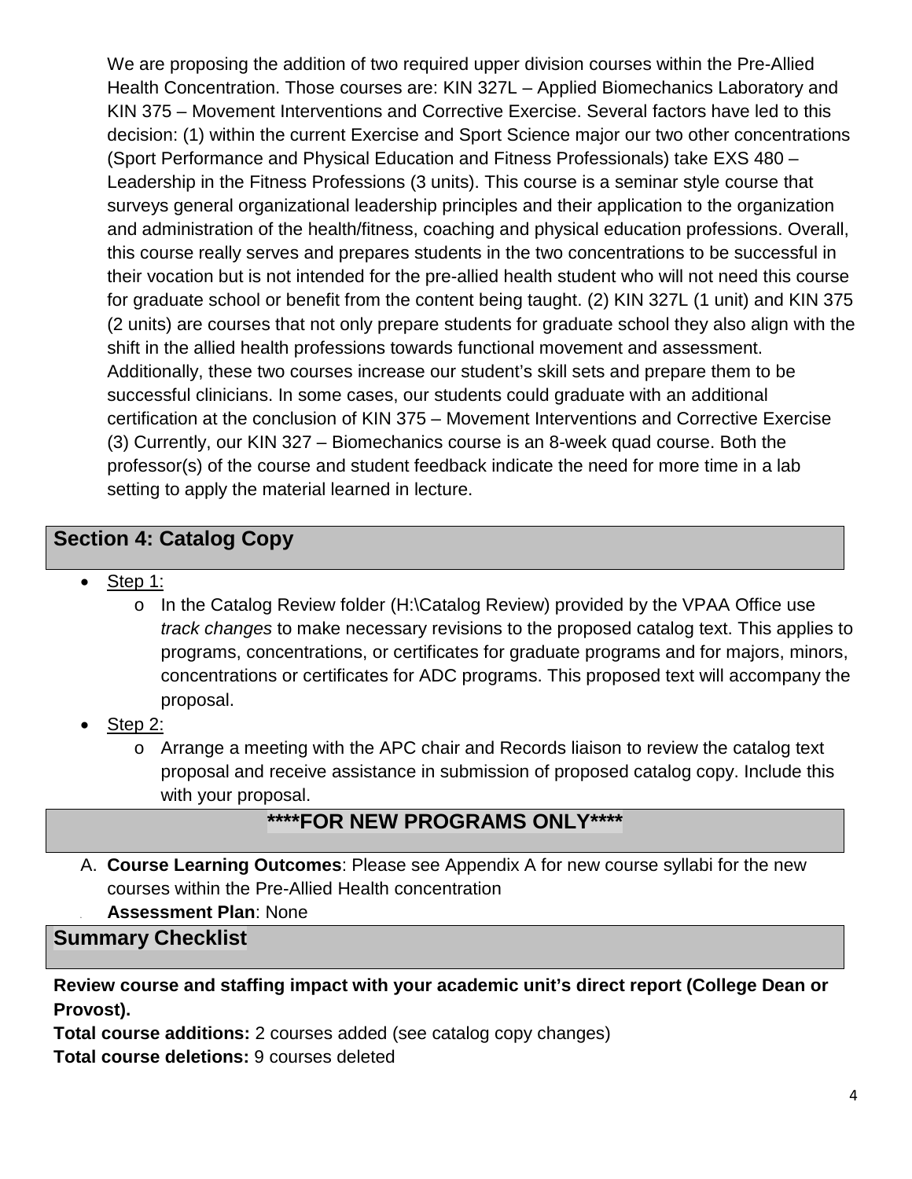We are proposing the addition of two required upper division courses within the Pre-Allied Health Concentration. Those courses are: KIN 327L – Applied Biomechanics Laboratory and KIN 375 – Movement Interventions and Corrective Exercise. Several factors have led to this decision: (1) within the current Exercise and Sport Science major our two other concentrations (Sport Performance and Physical Education and Fitness Professionals) take EXS 480 – Leadership in the Fitness Professions (3 units). This course is a seminar style course that surveys general organizational leadership principles and their application to the organization and administration of the health/fitness, coaching and physical education professions. Overall, this course really serves and prepares students in the two concentrations to be successful in their vocation but is not intended for the pre-allied health student who will not need this course for graduate school or benefit from the content being taught. (2) KIN 327L (1 unit) and KIN 375 (2 units) are courses that not only prepare students for graduate school they also align with the shift in the allied health professions towards functional movement and assessment. Additionally, these two courses increase our student's skill sets and prepare them to be successful clinicians. In some cases, our students could graduate with an additional certification at the conclusion of KIN 375 – Movement Interventions and Corrective Exercise (3) Currently, our KIN 327 – Biomechanics course is an 8-week quad course. Both the professor(s) of the course and student feedback indicate the need for more time in a lab setting to apply the material learned in lecture.

## Section 4: Catalog Copy

- Step 1:
  - In the Catalog Review folder (H:\Catalog Review) provided by the VPAA Office use *track changes* to make necessary revisions to the proposed catalog text. This applies to programs, concentrations, or certificates for graduate programs and for majors, minors, concentrations or certificates for ADC programs. This proposed text will accompany the proposal.
- Step 2:
  - Arrange a meeting with the APC chair and Records liaison to review the catalog text proposal and receive assistance in submission of proposed catalog copy. Include this with your proposal.

## ****FOR NEW PROGRAMS ONLY****

A. **Course Learning Outcomes**: Please see Appendix A for new course syllabi for the new courses within the Pre-Allied Health concentration

B. **Assessment Plan**: None

## Summary Checklist

**Review course and staffing impact with your academic unit's direct report (College Dean or Provost).**

**Total course additions:** 2 courses added (see catalog copy changes)

**Total course deletions:** 9 courses deleted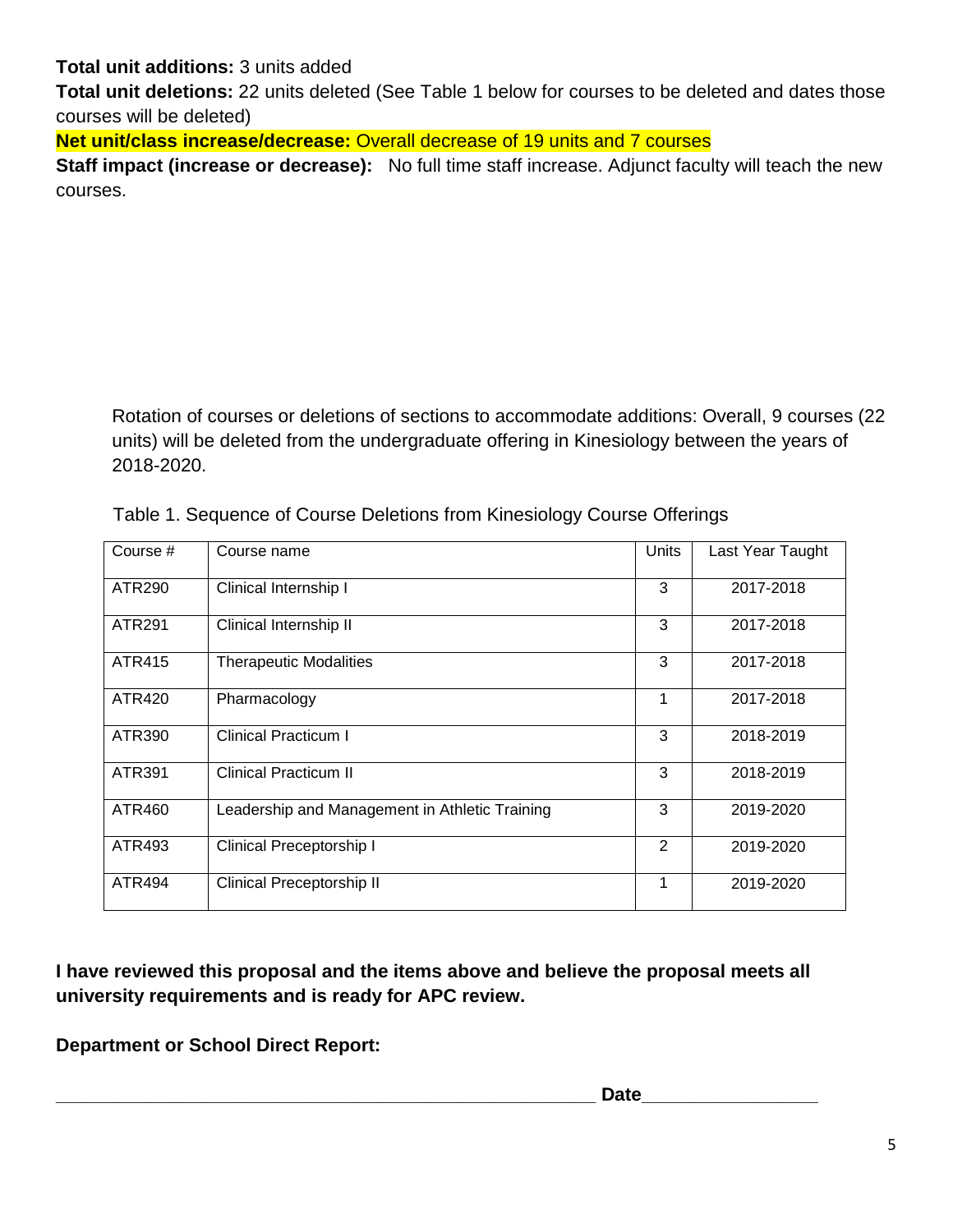**Total unit additions:** 3 units added

**Total unit deletions:** 22 units deleted (See Table 1 below for courses to be deleted and dates those courses will be deleted)

**Net unit/class increase/decrease:** Overall decrease of 19 units and 7 courses

**Staff impact (increase or decrease):** No full time staff increase. Adjunct faculty will teach the new courses.

Rotation of courses or deletions of sections to accommodate additions: Overall, 9 courses (22 units) will be deleted from the undergraduate offering in Kinesiology between the years of 2018-2020.

Table 1. Sequence of Course Deletions from Kinesiology Course Offerings

| Course # | Course name | Units | Last Year Taught |
|---|---|---|---|
| ATR290 | Clinical Internship I | 3 | 2017-2018 |
| ATR291 | Clinical Internship II | 3 | 2017-2018 |
| ATR415 | Therapeutic Modalities | 3 | 2017-2018 |
| ATR420 | Pharmacology | 1 | 2017-2018 |
| ATR390 | Clinical Practicum I | 3 | 2018-2019 |
| ATR391 | Clinical Practicum II | 3 | 2018-2019 |
| ATR460 | Leadership and Management in Athletic Training | 3 | 2019-2020 |
| ATR493 | Clinical Preceptorship I | 2 | 2019-2020 |
| ATR494 | Clinical Preceptorship II | 1 | 2019-2020 |

**I have reviewed this proposal and the items above and believe the proposal meets all university requirements and is ready for APC review.**

**Department or School Direct Report:**

_______________________________________________________ **Date**_________________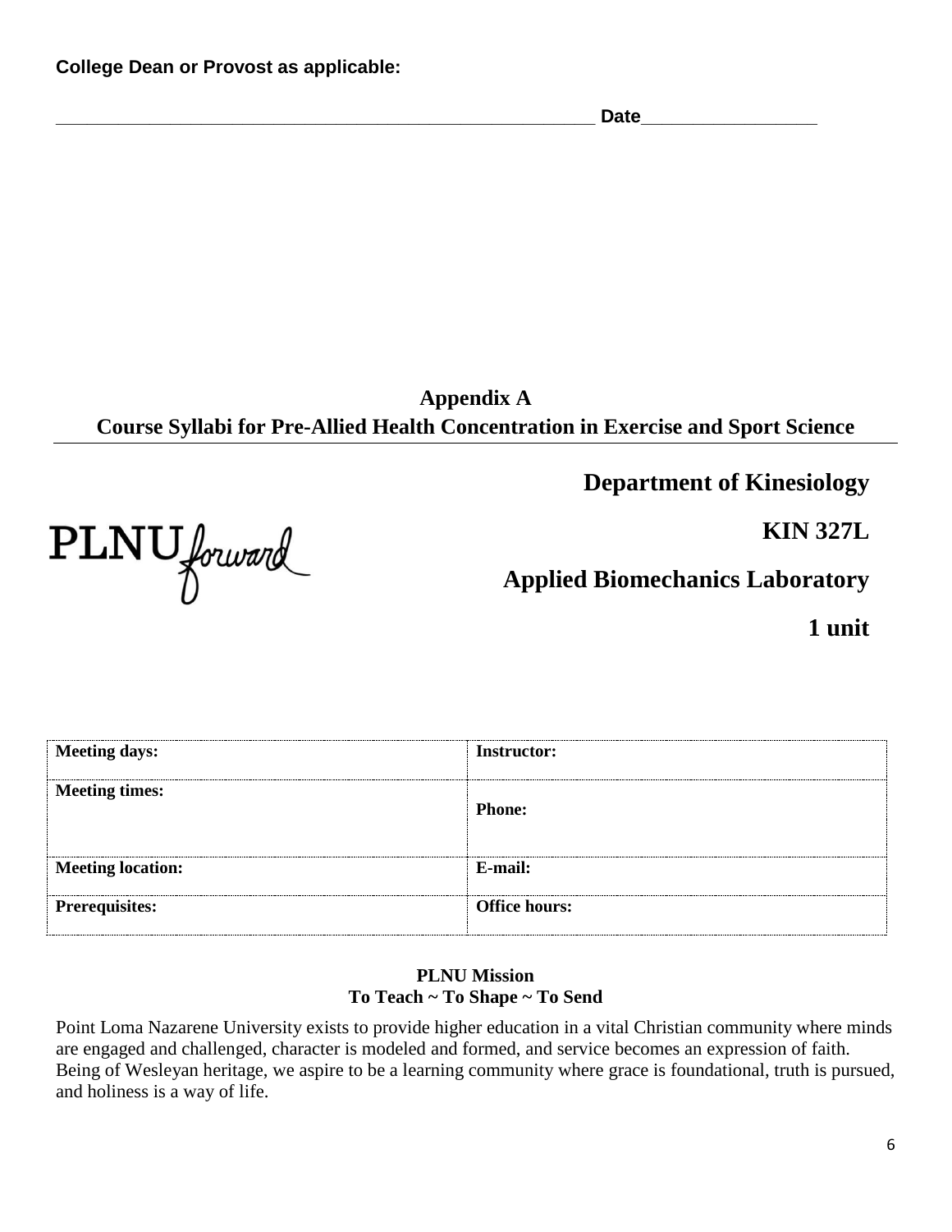**College Dean or Provost as applicable:**

\_\_\_\_\_\_\_\_\_\_\_\_\_\_\_\_\_\_\_\_\_\_\_\_\_\_\_\_\_\_\_\_\_\_\_\_\_\_\_\_\_\_\_\_\_\_\_\_\_\_\_\_\_\_\_\_\_\_ **Date**\_\_\_\_\_\_\_\_\_\_\_\_\_\_\_\_\_\_\_

## Appendix A
## Course Syllabi for Pre-Allied Health Concentration in Exercise and Sport Science

PLNU forward

# Department of Kinesiology

# KIN 327L

# Applied Biomechanics Laboratory

# 1 unit

| **Meeting days:** | **Instructor:** |
|---|---|
| **Meeting times:** | **Phone:** |
| **Meeting location:** | **E-mail:** |
| **Prerequisites:** | **Office hours:** |

**PLNU Mission**
**To Teach ~ To Shape ~ To Send**

Point Loma Nazarene University exists to provide higher education in a vital Christian community where minds are engaged and challenged, character is modeled and formed, and service becomes an expression of faith. Being of Wesleyan heritage, we aspire to be a learning community where grace is foundational, truth is pursued, and holiness is a way of life.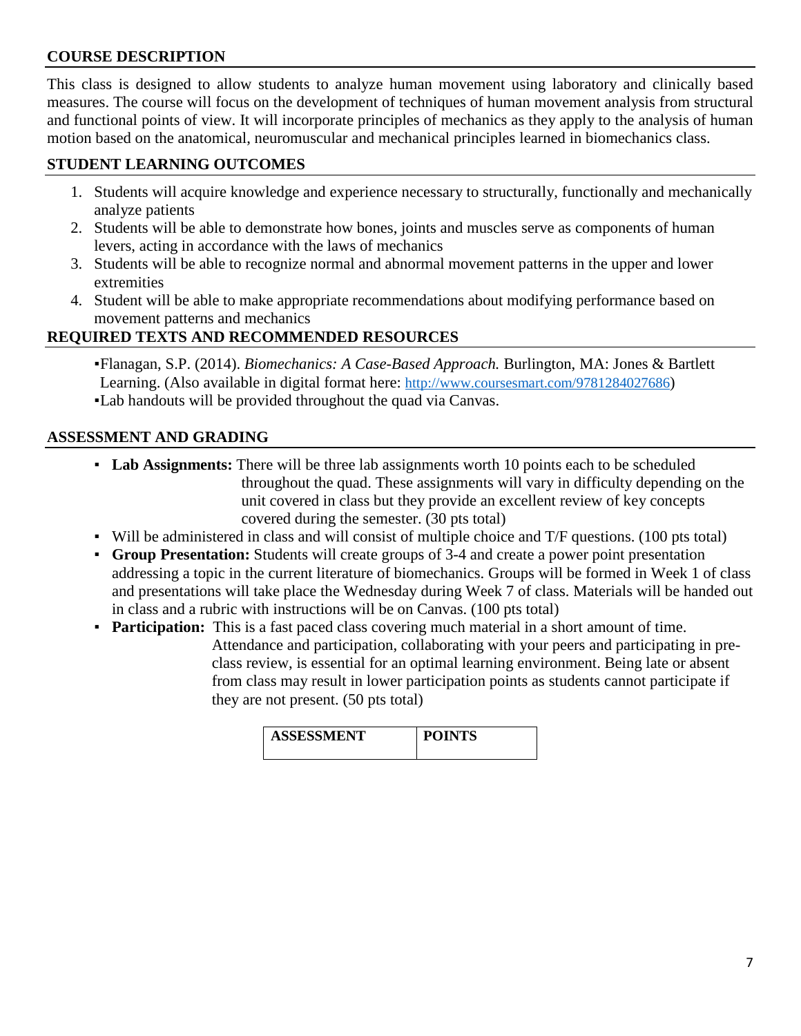## COURSE DESCRIPTION

This class is designed to allow students to analyze human movement using laboratory and clinically based measures. The course will focus on the development of techniques of human movement analysis from structural and functional points of view. It will incorporate principles of mechanics as they apply to the analysis of human motion based on the anatomical, neuromuscular and mechanical principles learned in biomechanics class.

## STUDENT LEARNING OUTCOMES

1. Students will acquire knowledge and experience necessary to structurally, functionally and mechanically analyze patients
2. Students will be able to demonstrate how bones, joints and muscles serve as components of human levers, acting in accordance with the laws of mechanics
3. Students will be able to recognize normal and abnormal movement patterns in the upper and lower extremities
4. Student will be able to make appropriate recommendations about modifying performance based on movement patterns and mechanics

## REQUIRED TEXTS AND RECOMMENDED RESOURCES

- Flanagan, S.P. (2014). *Biomechanics: A Case-Based Approach.* Burlington, MA: Jones & Bartlett Learning. (Also available in digital format here: http://www.coursesmart.com/9781284027686)
- Lab handouts will be provided throughout the quad via Canvas.

## ASSESSMENT AND GRADING

- **Lab Assignments:** There will be three lab assignments worth 10 points each to be scheduled throughout the quad. These assignments will vary in difficulty depending on the unit covered in class but they provide an excellent review of key concepts covered during the semester. (30 pts total)
- Will be administered in class and will consist of multiple choice and T/F questions. (100 pts total)
- **Group Presentation:** Students will create groups of 3-4 and create a power point presentation addressing a topic in the current literature of biomechanics. Groups will be formed in Week 1 of class and presentations will take place the Wednesday during Week 7 of class. Materials will be handed out in class and a rubric with instructions will be on Canvas. (100 pts total)
- **Participation:** This is a fast paced class covering much material in a short amount of time. Attendance and participation, collaborating with your peers and participating in pre-class review, is essential for an optimal learning environment. Being late or absent from class may result in lower participation points as students cannot participate if they are not present. (50 pts total)

| ASSESSMENT | POINTS |
| --- | --- |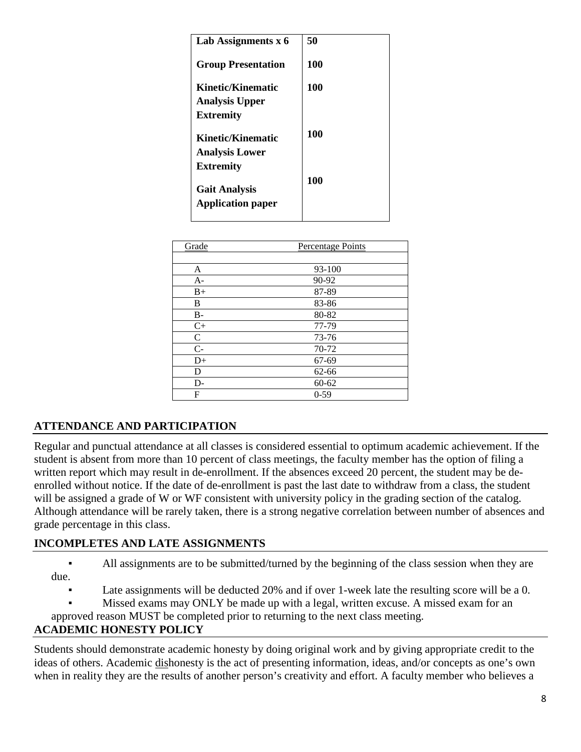| Lab Assignments x 6 | 50 |
|---|---|
| Group Presentation | 100 |
| Kinetic/Kinematic Analysis Upper Extremity | 100 |
| Kinetic/Kinematic Analysis Lower Extremity | 100 |
| Gait Analysis Application paper | 100 |

| Grade | Percentage Points |
|---|---|
| | |
| A | 93-100 |
| A- | 90-92 |
| B+ | 87-89 |
| B | 83-86 |
| B- | 80-82 |
| C+ | 77-79 |
| C | 73-76 |
| C- | 70-72 |
| D+ | 67-69 |
| D | 62-66 |
| D- | 60-62 |
| F | 0-59 |

## ATTENDANCE AND PARTICIPATION

Regular and punctual attendance at all classes is considered essential to optimum academic achievement. If the student is absent from more than 10 percent of class meetings, the faculty member has the option of filing a written report which may result in de-enrollment. If the absences exceed 20 percent, the student may be de-enrolled without notice. If the date of de-enrollment is past the last date to withdraw from a class, the student will be assigned a grade of W or WF consistent with university policy in the grading section of the catalog. Although attendance will be rarely taken, there is a strong negative correlation between number of absences and grade percentage in this class.

## INCOMPLETES AND LATE ASSIGNMENTS

- All assignments are to be submitted/turned by the beginning of the class session when they are due.
- Late assignments will be deducted 20% and if over 1-week late the resulting score will be a 0.
- Missed exams may ONLY be made up with a legal, written excuse. A missed exam for an approved reason MUST be completed prior to returning to the next class meeting.

## ACADEMIC HONESTY POLICY

Students should demonstrate academic honesty by doing original work and by giving appropriate credit to the ideas of others. Academic dishonesty is the act of presenting information, ideas, and/or concepts as one's own when in reality they are the results of another person's creativity and effort. A faculty member who believes a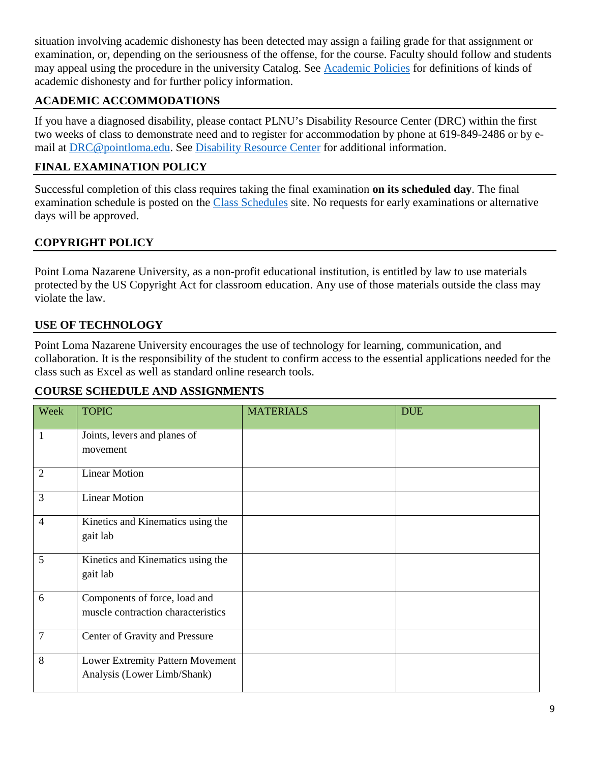situation involving academic dishonesty has been detected may assign a failing grade for that assignment or examination, or, depending on the seriousness of the offense, for the course. Faculty should follow and students may appeal using the procedure in the university Catalog. See Academic Policies for definitions of kinds of academic dishonesty and for further policy information.

## ACADEMIC ACCOMMODATIONS

If you have a diagnosed disability, please contact PLNU's Disability Resource Center (DRC) within the first two weeks of class to demonstrate need and to register for accommodation by phone at 619-849-2486 or by e-mail at DRC@pointloma.edu. See Disability Resource Center for additional information.

## FINAL EXAMINATION POLICY

Successful completion of this class requires taking the final examination **on its scheduled day**. The final examination schedule is posted on the Class Schedules site. No requests for early examinations or alternative days will be approved.

## COPYRIGHT POLICY

Point Loma Nazarene University, as a non-profit educational institution, is entitled by law to use materials protected by the US Copyright Act for classroom education. Any use of those materials outside the class may violate the law.

## USE OF TECHNOLOGY

Point Loma Nazarene University encourages the use of technology for learning, communication, and collaboration. It is the responsibility of the student to confirm access to the essential applications needed for the class such as Excel as well as standard online research tools.

## COURSE SCHEDULE AND ASSIGNMENTS

| Week | TOPIC | MATERIALS | DUE |
|---|---|---|---|
| 1 | Joints, levers and planes of movement | | |
| 2 | Linear Motion | | |
| 3 | Linear Motion | | |
| 4 | Kinetics and Kinematics using the gait lab | | |
| 5 | Kinetics and Kinematics using the gait lab | | |
| 6 | Components of force, load and muscle contraction characteristics | | |
| 7 | Center of Gravity and Pressure | | |
| 8 | Lower Extremity Pattern Movement Analysis (Lower Limb/Shank) | | |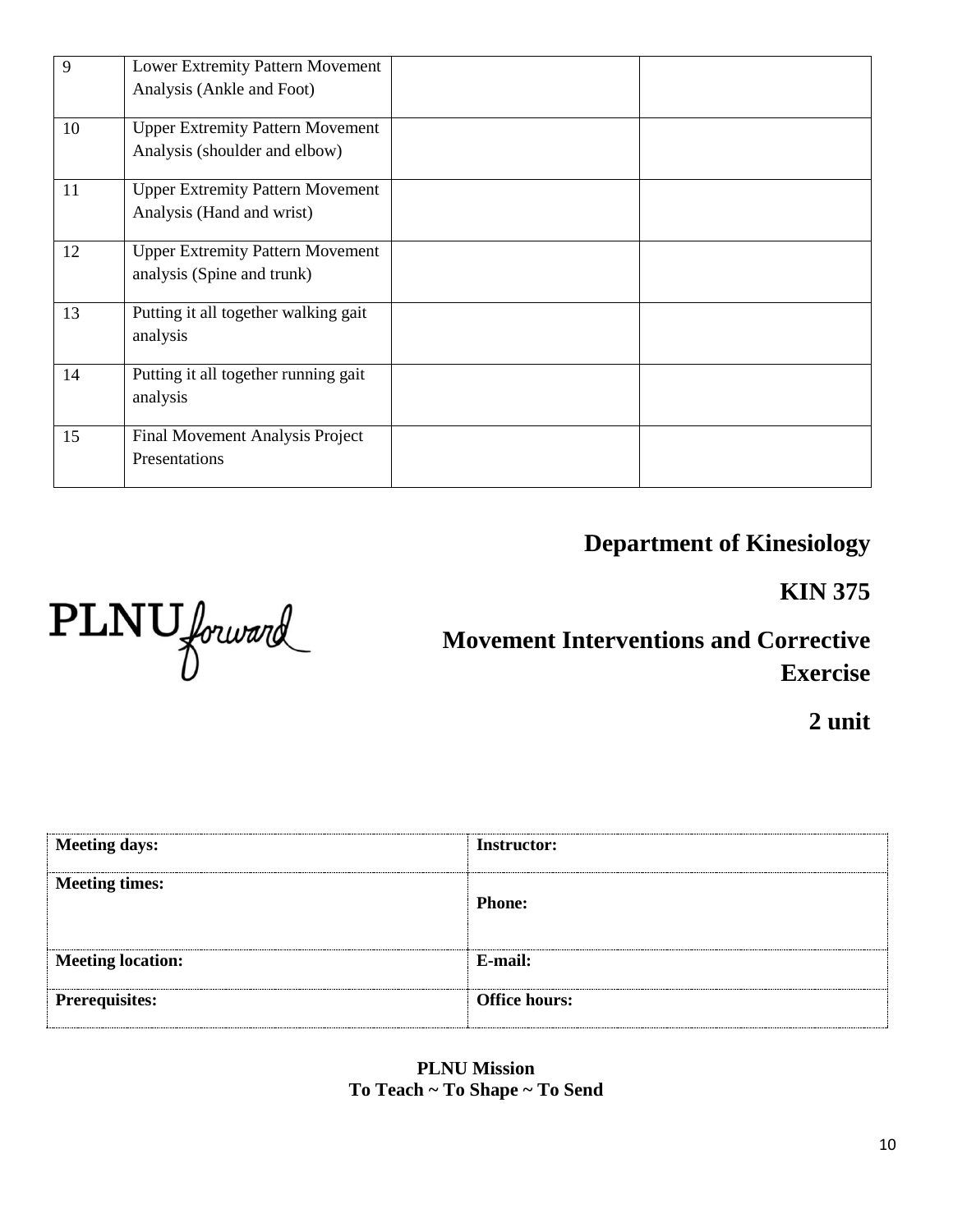| | | | |
|---|---|---|---|
| 9 | Lower Extremity Pattern Movement Analysis (Ankle and Foot) | | |
| 10 | Upper Extremity Pattern Movement Analysis (shoulder and elbow) | | |
| 11 | Upper Extremity Pattern Movement Analysis (Hand and wrist) | | |
| 12 | Upper Extremity Pattern Movement analysis (Spine and trunk) | | |
| 13 | Putting it all together walking gait analysis | | |
| 14 | Putting it all together running gait analysis | | |
| 15 | Final Movement Analysis Project Presentations | | |

PLNU forward

# Department of Kinesiology

## KIN 375

## Movement Interventions and Corrective Exercise

## 2 unit

| Meeting days: | Instructor: |
|---|---|
| Meeting times: | Phone: |
| Meeting location: | E-mail: |
| Prerequisites: | Office hours: |

**PLNU Mission**
**To Teach ~ To Shape ~ To Send**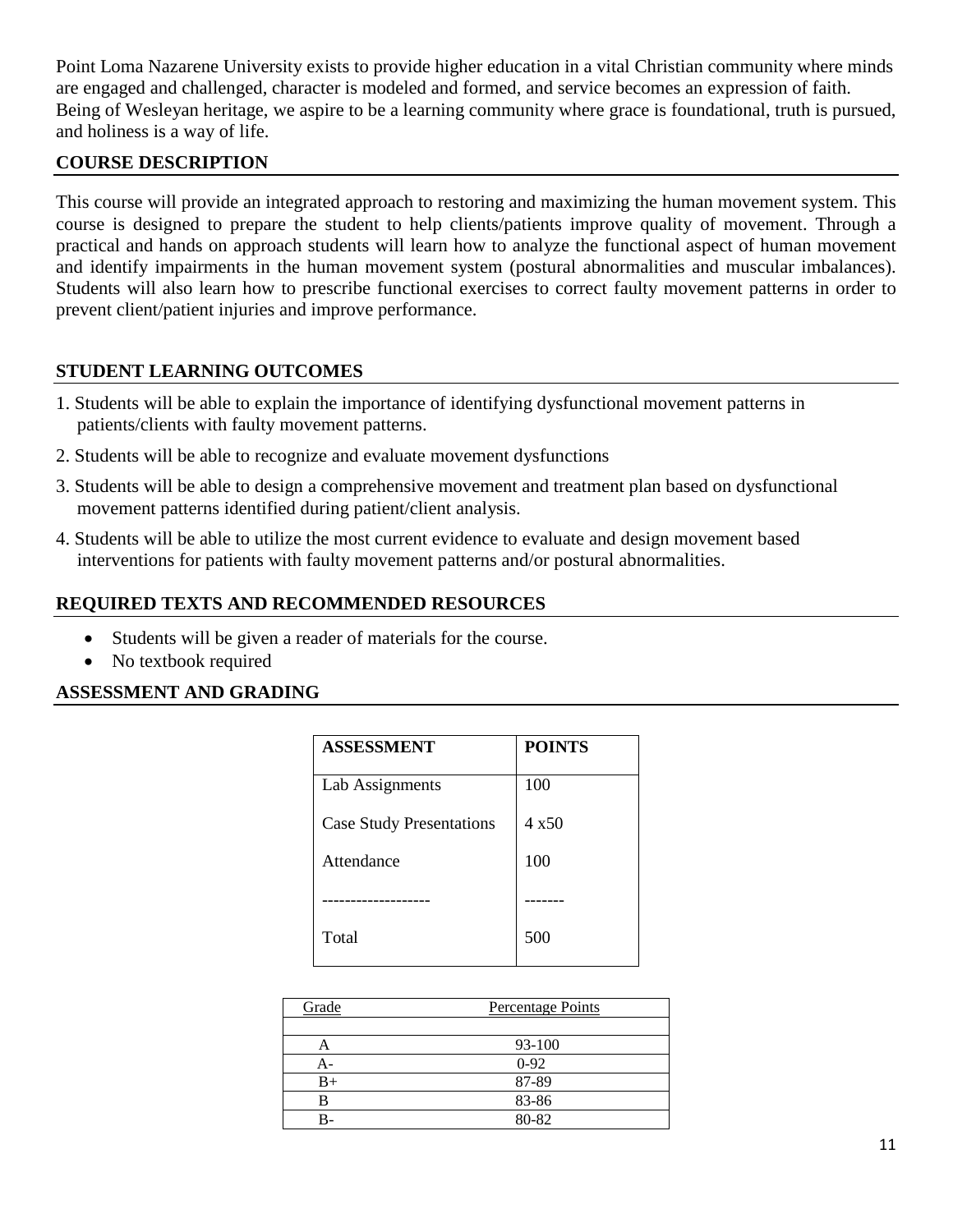Point Loma Nazarene University exists to provide higher education in a vital Christian community where minds are engaged and challenged, character is modeled and formed, and service becomes an expression of faith. Being of Wesleyan heritage, we aspire to be a learning community where grace is foundational, truth is pursued, and holiness is a way of life.

## COURSE DESCRIPTION

This course will provide an integrated approach to restoring and maximizing the human movement system. This course is designed to prepare the student to help clients/patients improve quality of movement. Through a practical and hands on approach students will learn how to analyze the functional aspect of human movement and identify impairments in the human movement system (postural abnormalities and muscular imbalances). Students will also learn how to prescribe functional exercises to correct faulty movement patterns in order to prevent client/patient injuries and improve performance.

## STUDENT LEARNING OUTCOMES

1. Students will be able to explain the importance of identifying dysfunctional movement patterns in patients/clients with faulty movement patterns.
2. Students will be able to recognize and evaluate movement dysfunctions
3. Students will be able to design a comprehensive movement and treatment plan based on dysfunctional movement patterns identified during patient/client analysis.
4. Students will be able to utilize the most current evidence to evaluate and design movement based interventions for patients with faulty movement patterns and/or postural abnormalities.

## REQUIRED TEXTS AND RECOMMENDED RESOURCES

- Students will be given a reader of materials for the course.
- No textbook required

## ASSESSMENT AND GRADING

| ASSESSMENT | POINTS |
|---|---|
| Lab Assignments | 100 |
| Case Study Presentations | 4 x50 |
| Attendance | 100 |
| ------------------- | ------- |
| Total | 500 |

| Grade | Percentage Points |
|---|---|
| A | 93-100 |
| A- | 0-92 |
| B+ | 87-89 |
| B | 83-86 |
| B- | 80-82 |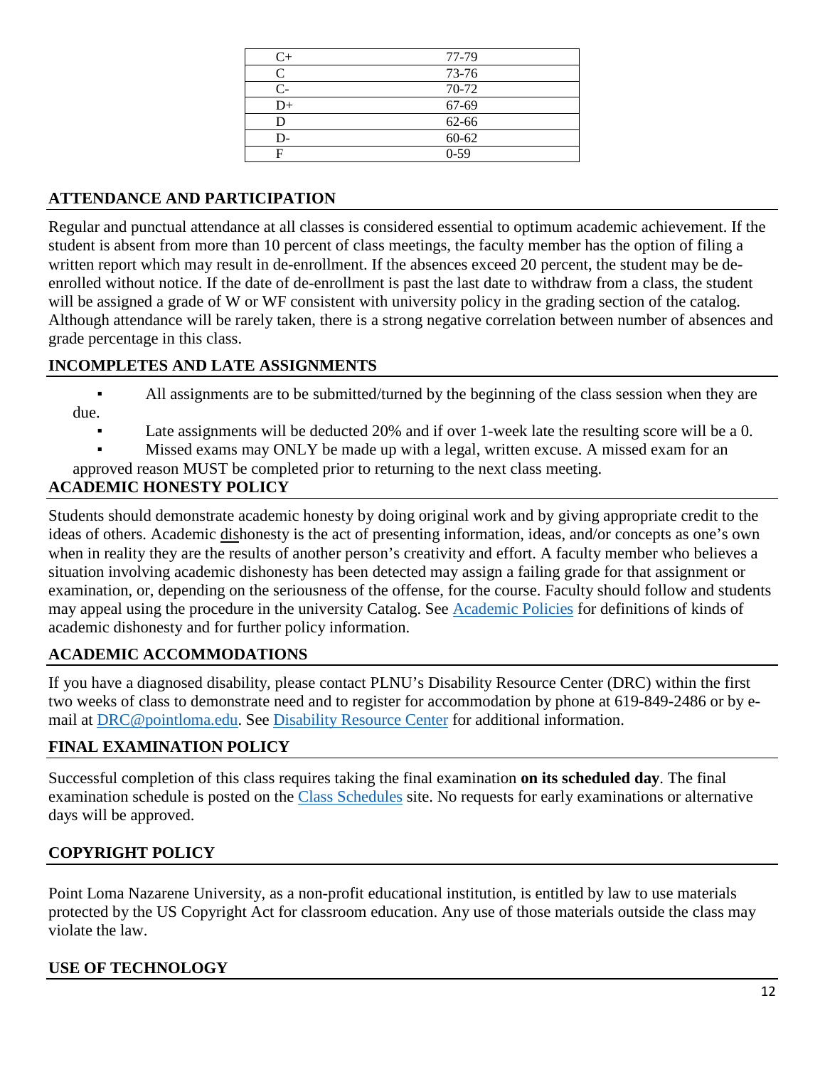| C+ | 77-79 |
| --- | --- |
| C | 73-76 |
| C- | 70-72 |
| D+ | 67-69 |
| D | 62-66 |
| D- | 60-62 |
| F | 0-59 |

## ATTENDANCE AND PARTICIPATION

Regular and punctual attendance at all classes is considered essential to optimum academic achievement. If the student is absent from more than 10 percent of class meetings, the faculty member has the option of filing a written report which may result in de-enrollment. If the absences exceed 20 percent, the student may be de-enrolled without notice. If the date of de-enrollment is past the last date to withdraw from a class, the student will be assigned a grade of W or WF consistent with university policy in the grading section of the catalog. Although attendance will be rarely taken, there is a strong negative correlation between number of absences and grade percentage in this class.

## INCOMPLETES AND LATE ASSIGNMENTS

- All assignments are to be submitted/turned by the beginning of the class session when they are due.
- Late assignments will be deducted 20% and if over 1-week late the resulting score will be a 0.
- Missed exams may ONLY be made up with a legal, written excuse. A missed exam for an approved reason MUST be completed prior to returning to the next class meeting.

## ACADEMIC HONESTY POLICY

Students should demonstrate academic honesty by doing original work and by giving appropriate credit to the ideas of others. Academic dishonesty is the act of presenting information, ideas, and/or concepts as one's own when in reality they are the results of another person's creativity and effort. A faculty member who believes a situation involving academic dishonesty has been detected may assign a failing grade for that assignment or examination, or, depending on the seriousness of the offense, for the course. Faculty should follow and students may appeal using the procedure in the university Catalog. See Academic Policies for definitions of kinds of academic dishonesty and for further policy information.

## ACADEMIC ACCOMMODATIONS

If you have a diagnosed disability, please contact PLNU's Disability Resource Center (DRC) within the first two weeks of class to demonstrate need and to register for accommodation by phone at 619-849-2486 or by e-mail at DRC@pointloma.edu. See Disability Resource Center for additional information.

## FINAL EXAMINATION POLICY

Successful completion of this class requires taking the final examination **on its scheduled day**. The final examination schedule is posted on the Class Schedules site. No requests for early examinations or alternative days will be approved.

## COPYRIGHT POLICY

Point Loma Nazarene University, as a non-profit educational institution, is entitled by law to use materials protected by the US Copyright Act for classroom education. Any use of those materials outside the class may violate the law.

## USE OF TECHNOLOGY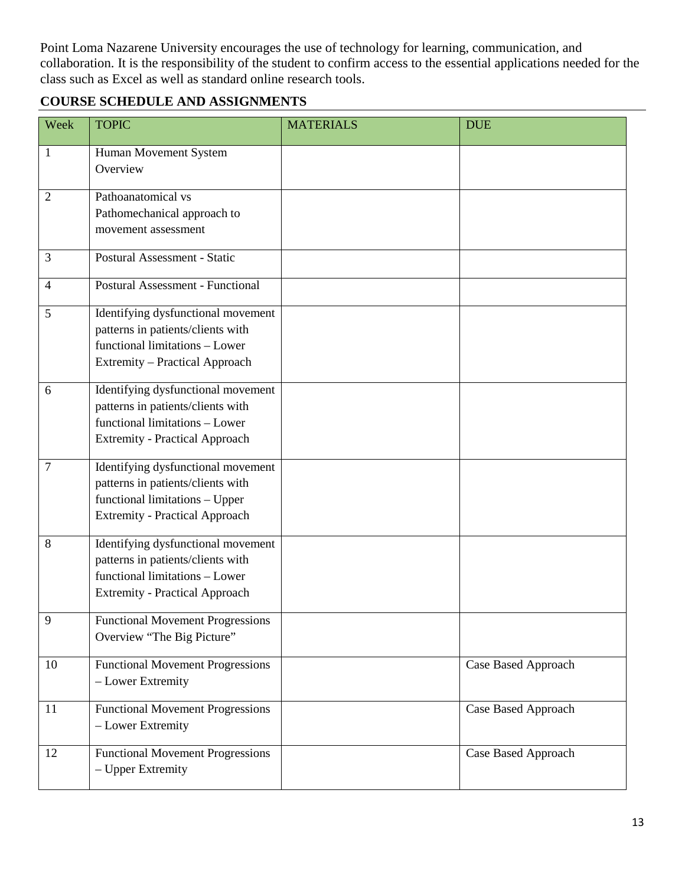Point Loma Nazarene University encourages the use of technology for learning, communication, and collaboration. It is the responsibility of the student to confirm access to the essential applications needed for the class such as Excel as well as standard online research tools.

## COURSE SCHEDULE AND ASSIGNMENTS

| Week | TOPIC | MATERIALS | DUE |
|---|---|---|---|
| 1 | Human Movement System Overview | | |
| 2 | Pathoanatomical vs Pathomechanical approach to movement assessment | | |
| 3 | Postural Assessment - Static | | |
| 4 | Postural Assessment - Functional | | |
| 5 | Identifying dysfunctional movement patterns in patients/clients with functional limitations – Lower Extremity – Practical Approach | | |
| 6 | Identifying dysfunctional movement patterns in patients/clients with functional limitations – Lower Extremity - Practical Approach | | |
| 7 | Identifying dysfunctional movement patterns in patients/clients with functional limitations – Upper Extremity - Practical Approach | | |
| 8 | Identifying dysfunctional movement patterns in patients/clients with functional limitations – Lower Extremity - Practical Approach | | |
| 9 | Functional Movement Progressions Overview "The Big Picture" | | |
| 10 | Functional Movement Progressions – Lower Extremity | | Case Based Approach |
| 11 | Functional Movement Progressions – Lower Extremity | | Case Based Approach |
| 12 | Functional Movement Progressions – Upper Extremity | | Case Based Approach |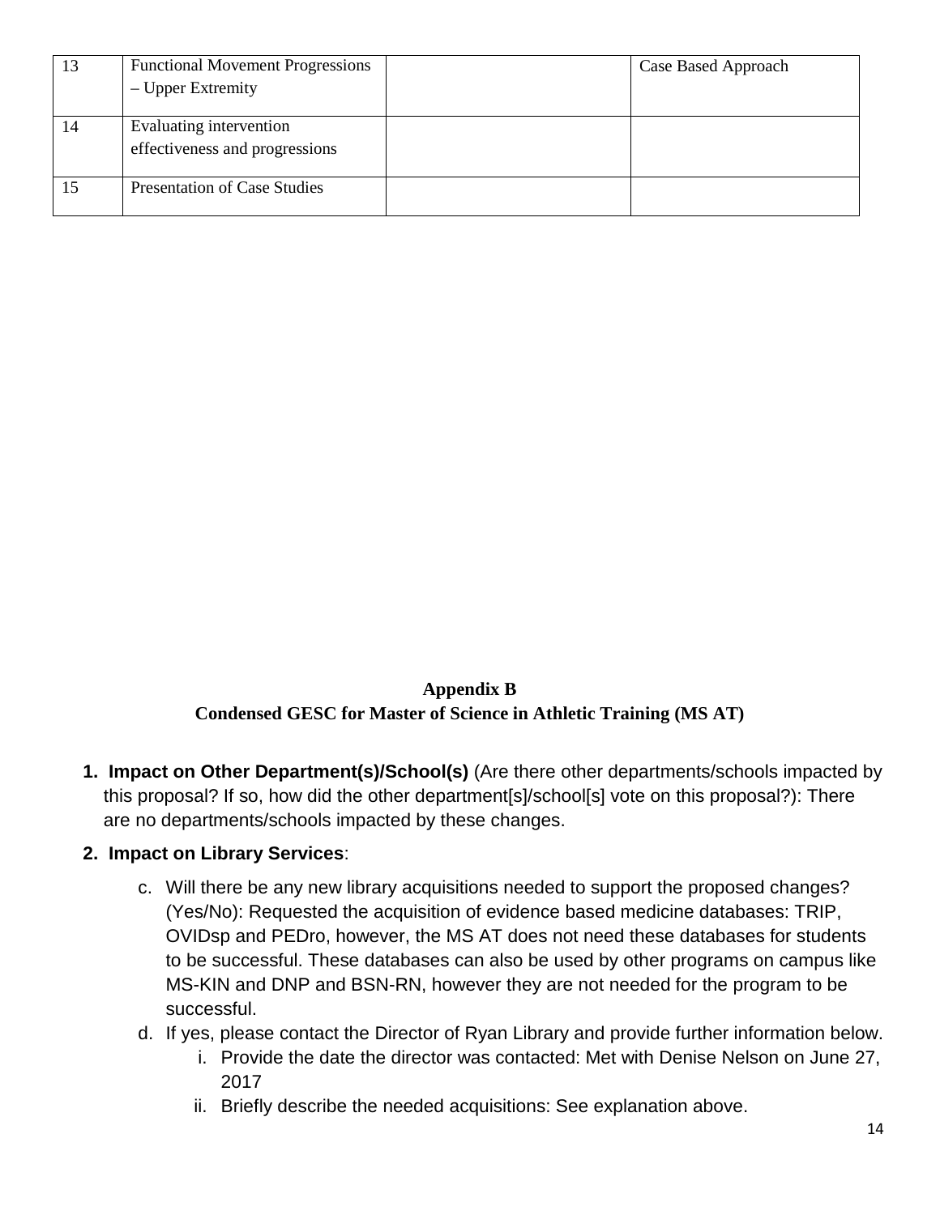| 13 | Functional Movement Progressions – Upper Extremity | | Case Based Approach |
|---|---|---|---|
| 14 | Evaluating intervention effectiveness and progressions | | |
| 15 | Presentation of Case Studies | | |

**Appendix B**
**Condensed GESC for Master of Science in Athletic Training (MS AT)**

1. **Impact on Other Department(s)/School(s)** (Are there other departments/schools impacted by this proposal? If so, how did the other department[s]/school[s] vote on this proposal?): There are no departments/schools impacted by these changes.

2. **Impact on Library Services**:

   c. Will there be any new library acquisitions needed to support the proposed changes? (Yes/No): Requested the acquisition of evidence based medicine databases: TRIP, OVIDsp and PEDro, however, the MS AT does not need these databases for students to be successful. These databases can also be used by other programs on campus like MS-KIN and DNP and BSN-RN, however they are not needed for the program to be successful.

   d. If yes, please contact the Director of Ryan Library and provide further information below.

      i. Provide the date the director was contacted: Met with Denise Nelson on June 27, 2017

      ii. Briefly describe the needed acquisitions: See explanation above.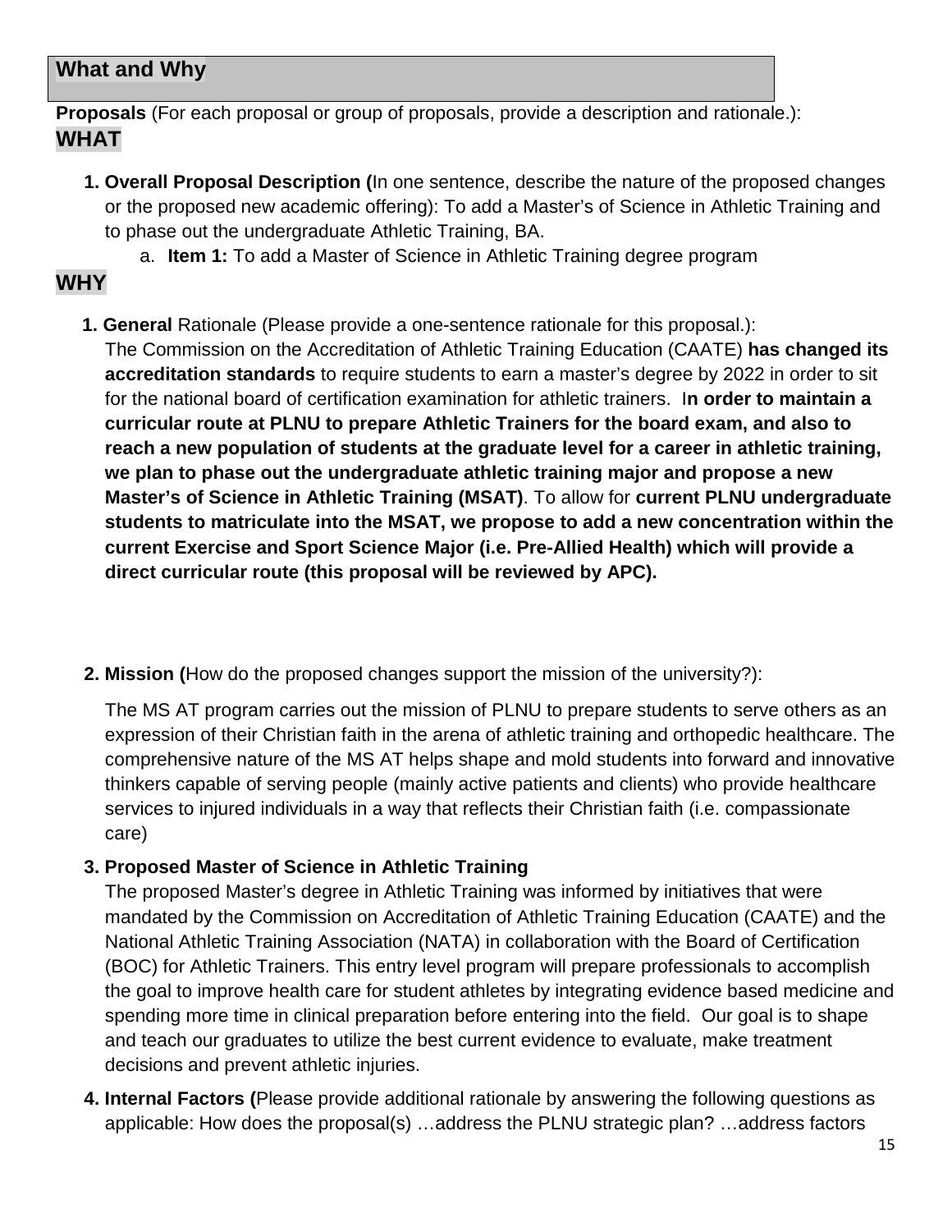## What and Why

**Proposals** (For each proposal or group of proposals, provide a description and rationale.):

### WHAT

1. **Overall Proposal Description (**In one sentence, describe the nature of the proposed changes or the proposed new academic offering): To add a Master's of Science in Athletic Training and to phase out the undergraduate Athletic Training, BA.
   a. **Item 1:** To add a Master of Science in Athletic Training degree program

### WHY

1. **General** Rationale (Please provide a one-sentence rationale for this proposal.):
   The Commission on the Accreditation of Athletic Training Education (CAATE) **has changed its accreditation standards** to require students to earn a master's degree by 2022 in order to sit for the national board of certification examination for athletic trainers. I**n order to maintain a curricular route at PLNU to prepare Athletic Trainers for the board exam, and also to reach a new population of students at the graduate level for a career in athletic training, we plan to phase out the undergraduate athletic training major and propose a new Master's of Science in Athletic Training (MSAT)**. To allow for **current PLNU undergraduate students to matriculate into the MSAT, we propose to add a new concentration within the current Exercise and Sport Science Major (i.e. Pre-Allied Health) which will provide a direct curricular route (this proposal will be reviewed by APC).**

2. **Mission (**How do the proposed changes support the mission of the university?):

   The MS AT program carries out the mission of PLNU to prepare students to serve others as an expression of their Christian faith in the arena of athletic training and orthopedic healthcare. The comprehensive nature of the MS AT helps shape and mold students into forward and innovative thinkers capable of serving people (mainly active patients and clients) who provide healthcare services to injured individuals in a way that reflects their Christian faith (i.e. compassionate care)

3. **Proposed Master of Science in Athletic Training**
   The proposed Master's degree in Athletic Training was informed by initiatives that were mandated by the Commission on Accreditation of Athletic Training Education (CAATE) and the National Athletic Training Association (NATA) in collaboration with the Board of Certification (BOC) for Athletic Trainers. This entry level program will prepare professionals to accomplish the goal to improve health care for student athletes by integrating evidence based medicine and spending more time in clinical preparation before entering into the field. Our goal is to shape and teach our graduates to utilize the best current evidence to evaluate, make treatment decisions and prevent athletic injuries.

4. **Internal Factors (**Please provide additional rationale by answering the following questions as applicable: How does the proposal(s) …address the PLNU strategic plan? …address factors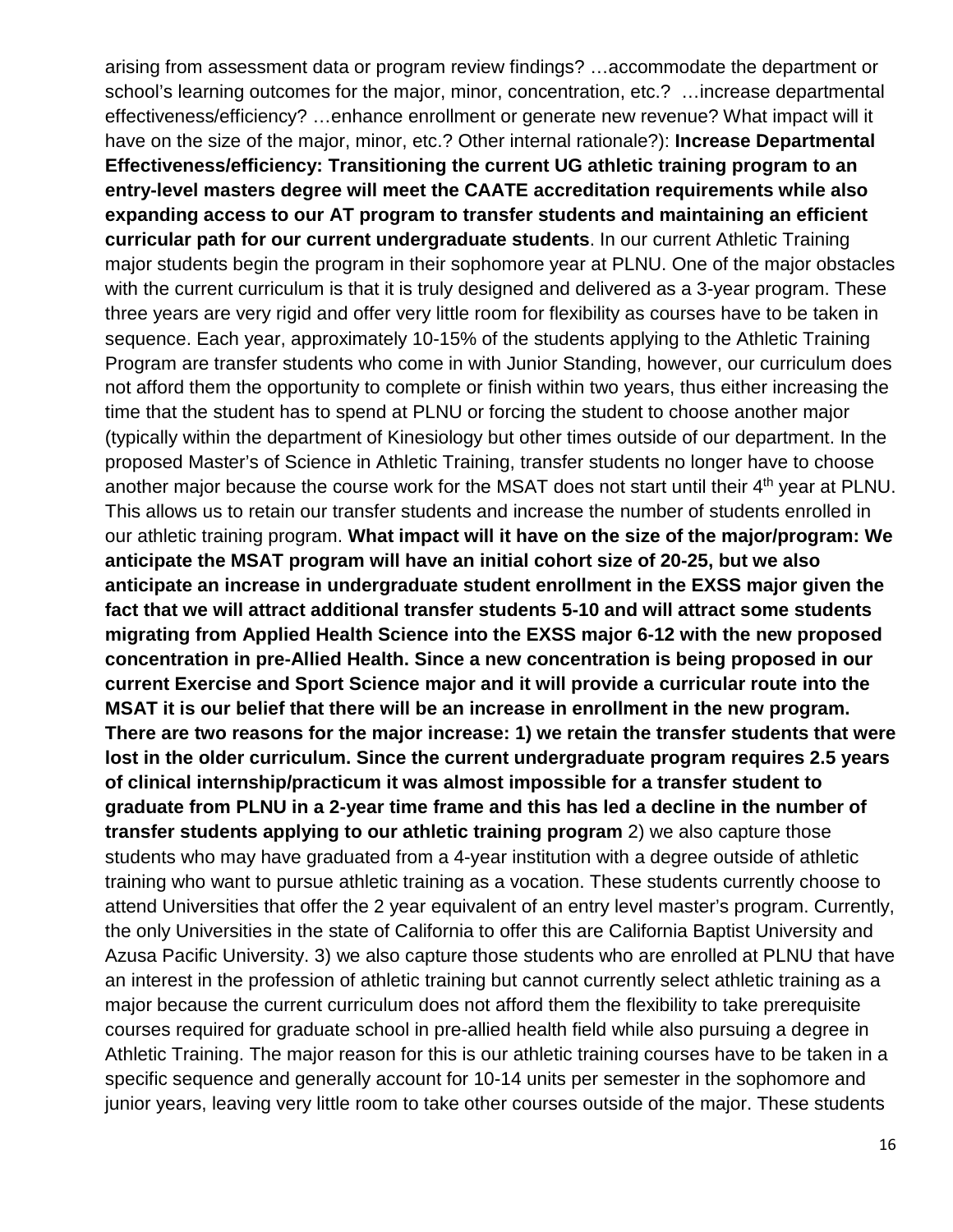arising from assessment data or program review findings? …accommodate the department or school's learning outcomes for the major, minor, concentration, etc.? …increase departmental effectiveness/efficiency? …enhance enrollment or generate new revenue? What impact will it have on the size of the major, minor, etc.? Other internal rationale?): **Increase Departmental Effectiveness/efficiency: Transitioning the current UG athletic training program to an entry-level masters degree will meet the CAATE accreditation requirements while also expanding access to our AT program to transfer students and maintaining an efficient curricular path for our current undergraduate students**. In our current Athletic Training major students begin the program in their sophomore year at PLNU. One of the major obstacles with the current curriculum is that it is truly designed and delivered as a 3-year program. These three years are very rigid and offer very little room for flexibility as courses have to be taken in sequence. Each year, approximately 10-15% of the students applying to the Athletic Training Program are transfer students who come in with Junior Standing, however, our curriculum does not afford them the opportunity to complete or finish within two years, thus either increasing the time that the student has to spend at PLNU or forcing the student to choose another major (typically within the department of Kinesiology but other times outside of our department. In the proposed Master's of Science in Athletic Training, transfer students no longer have to choose another major because the course work for the MSAT does not start until their 4th year at PLNU. This allows us to retain our transfer students and increase the number of students enrolled in our athletic training program. **What impact will it have on the size of the major/program: We anticipate the MSAT program will have an initial cohort size of 20-25, but we also anticipate an increase in undergraduate student enrollment in the EXSS major given the fact that we will attract additional transfer students 5-10 and will attract some students migrating from Applied Health Science into the EXSS major 6-12 with the new proposed concentration in pre-Allied Health. Since a new concentration is being proposed in our current Exercise and Sport Science major and it will provide a curricular route into the MSAT it is our belief that there will be an increase in enrollment in the new program. There are two reasons for the major increase: 1) we retain the transfer students that were lost in the older curriculum. Since the current undergraduate program requires 2.5 years of clinical internship/practicum it was almost impossible for a transfer student to graduate from PLNU in a 2-year time frame and this has led a decline in the number of transfer students applying to our athletic training program** 2) we also capture those students who may have graduated from a 4-year institution with a degree outside of athletic training who want to pursue athletic training as a vocation. These students currently choose to attend Universities that offer the 2 year equivalent of an entry level master's program. Currently, the only Universities in the state of California to offer this are California Baptist University and Azusa Pacific University. 3) we also capture those students who are enrolled at PLNU that have an interest in the profession of athletic training but cannot currently select athletic training as a major because the current curriculum does not afford them the flexibility to take prerequisite courses required for graduate school in pre-allied health field while also pursuing a degree in Athletic Training. The major reason for this is our athletic training courses have to be taken in a specific sequence and generally account for 10-14 units per semester in the sophomore and junior years, leaving very little room to take other courses outside of the major. These students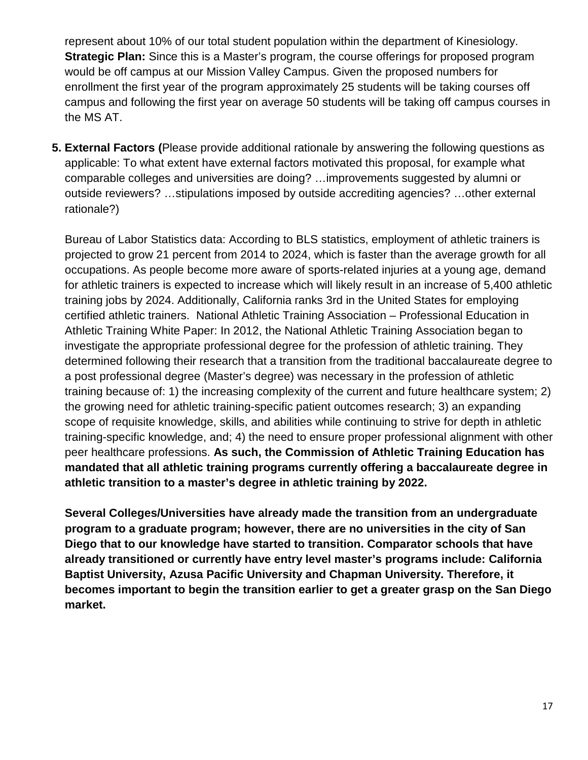represent about 10% of our total student population within the department of Kinesiology. **Strategic Plan:** Since this is a Master's program, the course offerings for proposed program would be off campus at our Mission Valley Campus. Given the proposed numbers for enrollment the first year of the program approximately 25 students will be taking courses off campus and following the first year on average 50 students will be taking off campus courses in the MS AT.

5. **External Factors (**Please provide additional rationale by answering the following questions as applicable: To what extent have external factors motivated this proposal, for example what comparable colleges and universities are doing? …improvements suggested by alumni or outside reviewers? …stipulations imposed by outside accrediting agencies? …other external rationale?)

   Bureau of Labor Statistics data: According to BLS statistics, employment of athletic trainers is projected to grow 21 percent from 2014 to 2024, which is faster than the average growth for all occupations. As people become more aware of sports-related injuries at a young age, demand for athletic trainers is expected to increase which will likely result in an increase of 5,400 athletic training jobs by 2024. Additionally, California ranks 3rd in the United States for employing certified athletic trainers. National Athletic Training Association – Professional Education in Athletic Training White Paper: In 2012, the National Athletic Training Association began to investigate the appropriate professional degree for the profession of athletic training. They determined following their research that a transition from the traditional baccalaureate degree to a post professional degree (Master's degree) was necessary in the profession of athletic training because of: 1) the increasing complexity of the current and future healthcare system; 2) the growing need for athletic training-specific patient outcomes research; 3) an expanding scope of requisite knowledge, skills, and abilities while continuing to strive for depth in athletic training-specific knowledge, and; 4) the need to ensure proper professional alignment with other peer healthcare professions. **As such, the Commission of Athletic Training Education has mandated that all athletic training programs currently offering a baccalaureate degree in athletic transition to a master's degree in athletic training by 2022.**

   **Several Colleges/Universities have already made the transition from an undergraduate program to a graduate program; however, there are no universities in the city of San Diego that to our knowledge have started to transition. Comparator schools that have already transitioned or currently have entry level master's programs include: California Baptist University, Azusa Pacific University and Chapman University. Therefore, it becomes important to begin the transition earlier to get a greater grasp on the San Diego market.**